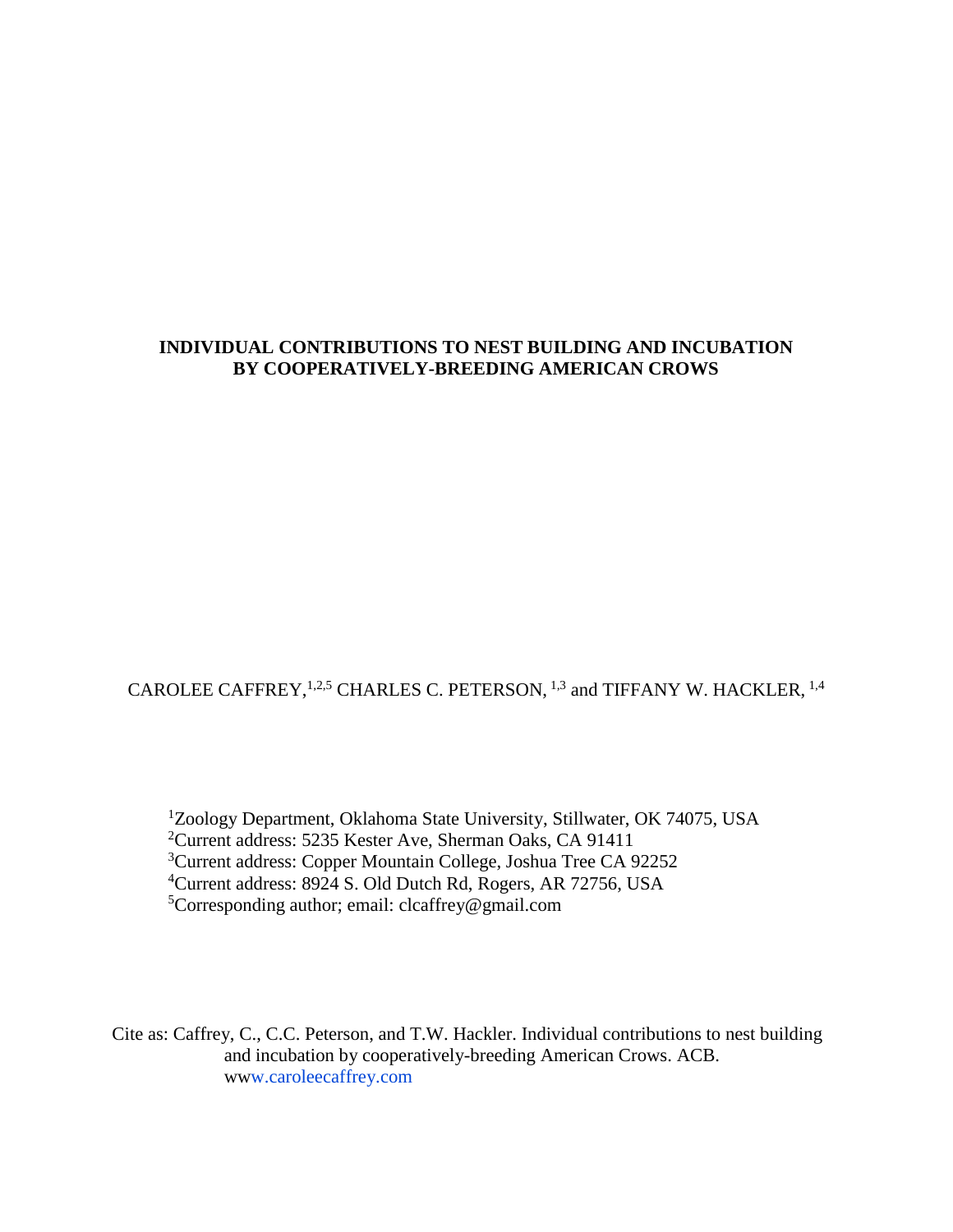# INDIVIDUAL CONTRIBUTIONS TO NEST BUILDING AND INCUBATION BY COOPERATIVELY-BREEDING AMERICAN CROWS

CAROLEE CAFFREY,[1,2,5] CHARLES C. PETERSON, [1,3] and TIFFANY W. HACKLER, [1,4]

[1]Zoology Department, Oklahoma State University, Stillwater, OK 74075, USA
[2]Current address: 5235 Kester Ave, Sherman Oaks, CA 91411
[3]Current address: Copper Mountain College, Joshua Tree CA 92252
[4]Current address: 8924 S. Old Dutch Rd, Rogers, AR 72756, USA
[5]Corresponding author; email: clcaffrey@gmail.com

Cite as: Caffrey, C., C.C. Peterson, and T.W. Hackler. Individual contributions to nest building and incubation by cooperatively-breeding American Crows. ACB. www.caroleecaffrey.com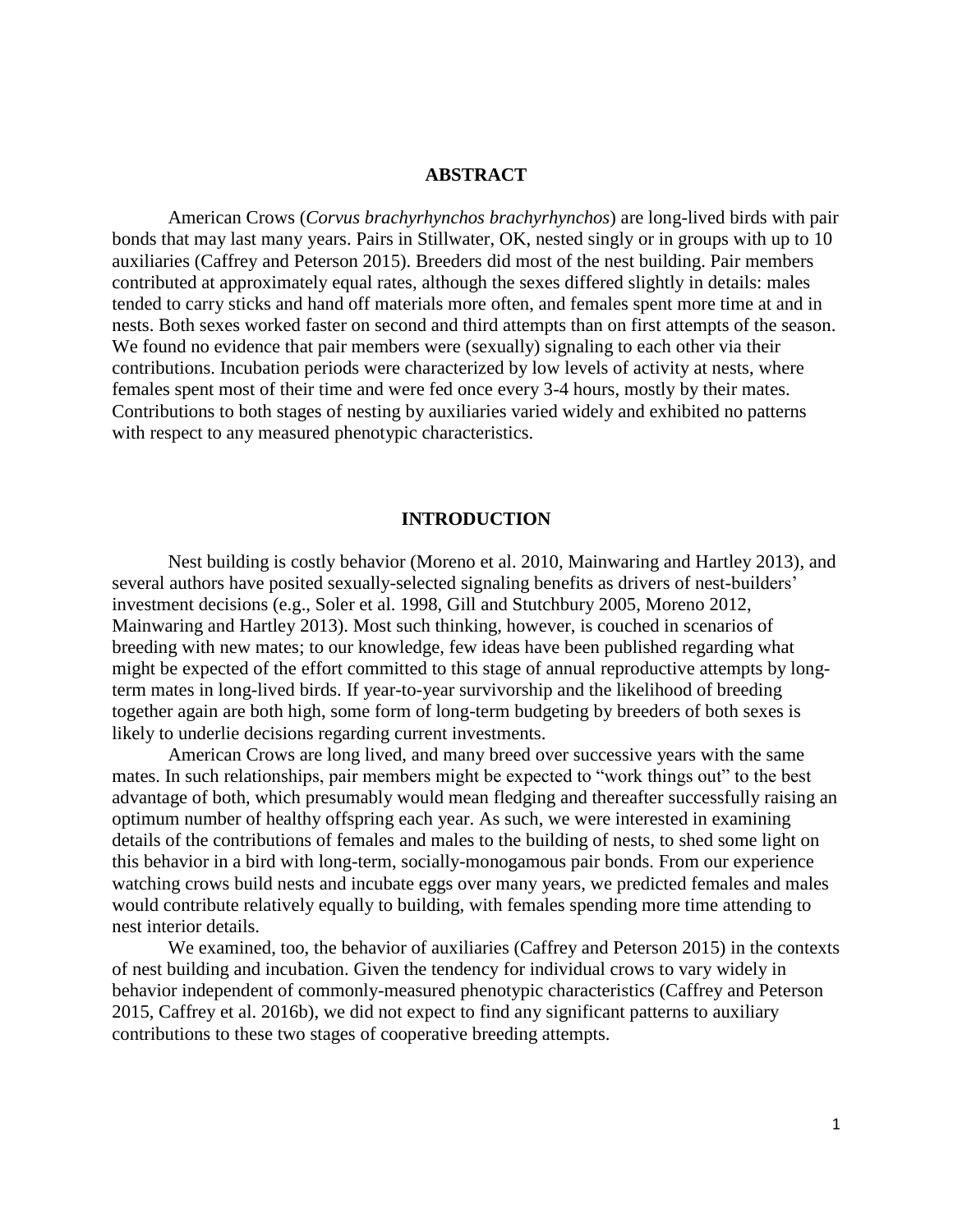## ABSTRACT

American Crows (*Corvus brachyrhynchos brachyrhynchos*) are long-lived birds with pair bonds that may last many years. Pairs in Stillwater, OK, nested singly or in groups with up to 10 auxiliaries (Caffrey and Peterson 2015). Breeders did most of the nest building. Pair members contributed at approximately equal rates, although the sexes differed slightly in details: males tended to carry sticks and hand off materials more often, and females spent more time at and in nests. Both sexes worked faster on second and third attempts than on first attempts of the season. We found no evidence that pair members were (sexually) signaling to each other via their contributions. Incubation periods were characterized by low levels of activity at nests, where females spent most of their time and were fed once every 3-4 hours, mostly by their mates. Contributions to both stages of nesting by auxiliaries varied widely and exhibited no patterns with respect to any measured phenotypic characteristics.

## INTRODUCTION

Nest building is costly behavior (Moreno et al. 2010, Mainwaring and Hartley 2013), and several authors have posited sexually-selected signaling benefits as drivers of nest-builders' investment decisions (e.g., Soler et al. 1998, Gill and Stutchbury 2005, Moreno 2012, Mainwaring and Hartley 2013). Most such thinking, however, is couched in scenarios of breeding with new mates; to our knowledge, few ideas have been published regarding what might be expected of the effort committed to this stage of annual reproductive attempts by long-term mates in long-lived birds. If year-to-year survivorship and the likelihood of breeding together again are both high, some form of long-term budgeting by breeders of both sexes is likely to underlie decisions regarding current investments.

American Crows are long lived, and many breed over successive years with the same mates. In such relationships, pair members might be expected to "work things out" to the best advantage of both, which presumably would mean fledging and thereafter successfully raising an optimum number of healthy offspring each year. As such, we were interested in examining details of the contributions of females and males to the building of nests, to shed some light on this behavior in a bird with long-term, socially-monogamous pair bonds. From our experience watching crows build nests and incubate eggs over many years, we predicted females and males would contribute relatively equally to building, with females spending more time attending to nest interior details.

We examined, too, the behavior of auxiliaries (Caffrey and Peterson 2015) in the contexts of nest building and incubation. Given the tendency for individual crows to vary widely in behavior independent of commonly-measured phenotypic characteristics (Caffrey and Peterson 2015, Caffrey et al. 2016b), we did not expect to find any significant patterns to auxiliary contributions to these two stages of cooperative breeding attempts.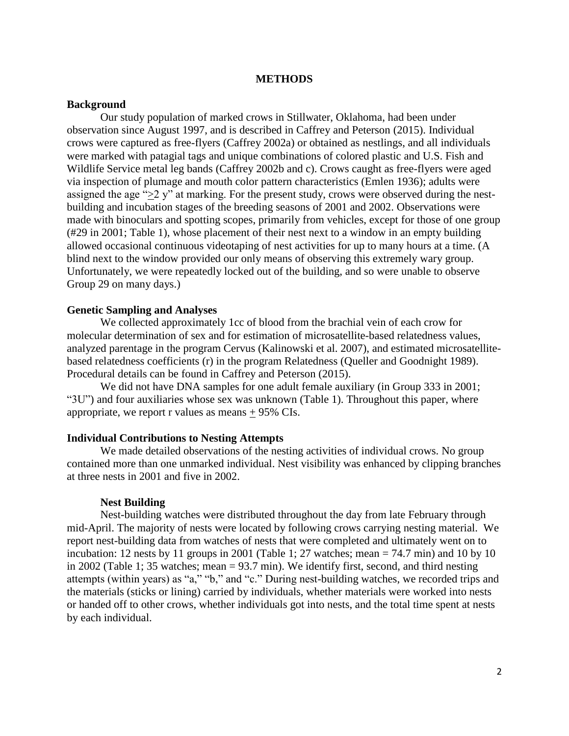## METHODS

### Background

Our study population of marked crows in Stillwater, Oklahoma, had been under observation since August 1997, and is described in Caffrey and Peterson (2015). Individual crows were captured as free-flyers (Caffrey 2002a) or obtained as nestlings, and all individuals were marked with patagial tags and unique combinations of colored plastic and U.S. Fish and Wildlife Service metal leg bands (Caffrey 2002b and c). Crows caught as free-flyers were aged via inspection of plumage and mouth color pattern characteristics (Emlen 1936); adults were assigned the age "≥2 y" at marking. For the present study, crows were observed during the nest-building and incubation stages of the breeding seasons of 2001 and 2002. Observations were made with binoculars and spotting scopes, primarily from vehicles, except for those of one group (#29 in 2001; Table 1), whose placement of their nest next to a window in an empty building allowed occasional continuous videotaping of nest activities for up to many hours at a time. (A blind next to the window provided our only means of observing this extremely wary group. Unfortunately, we were repeatedly locked out of the building, and so were unable to observe Group 29 on many days.)

### Genetic Sampling and Analyses

We collected approximately 1cc of blood from the brachial vein of each crow for molecular determination of sex and for estimation of microsatellite-based relatedness values, analyzed parentage in the program Cervus (Kalinowski et al. 2007), and estimated microsatellite-based relatedness coefficients (r) in the program Relatedness (Queller and Goodnight 1989). Procedural details can be found in Caffrey and Peterson (2015).

We did not have DNA samples for one adult female auxiliary (in Group 333 in 2001; "3U") and four auxiliaries whose sex was unknown (Table 1). Throughout this paper, where appropriate, we report r values as means ± 95% CIs.

### Individual Contributions to Nesting Attempts

We made detailed observations of the nesting activities of individual crows. No group contained more than one unmarked individual. Nest visibility was enhanced by clipping branches at three nests in 2001 and five in 2002.

#### Nest Building

Nest-building watches were distributed throughout the day from late February through mid-April. The majority of nests were located by following crows carrying nesting material. We report nest-building data from watches of nests that were completed and ultimately went on to incubation: 12 nests by 11 groups in 2001 (Table 1; 27 watches; mean = 74.7 min) and 10 by 10 in 2002 (Table 1; 35 watches; mean = 93.7 min). We identify first, second, and third nesting attempts (within years) as "a," "b," and "c." During nest-building watches, we recorded trips and the materials (sticks or lining) carried by individuals, whether materials were worked into nests or handed off to other crows, whether individuals got into nests, and the total time spent at nests by each individual.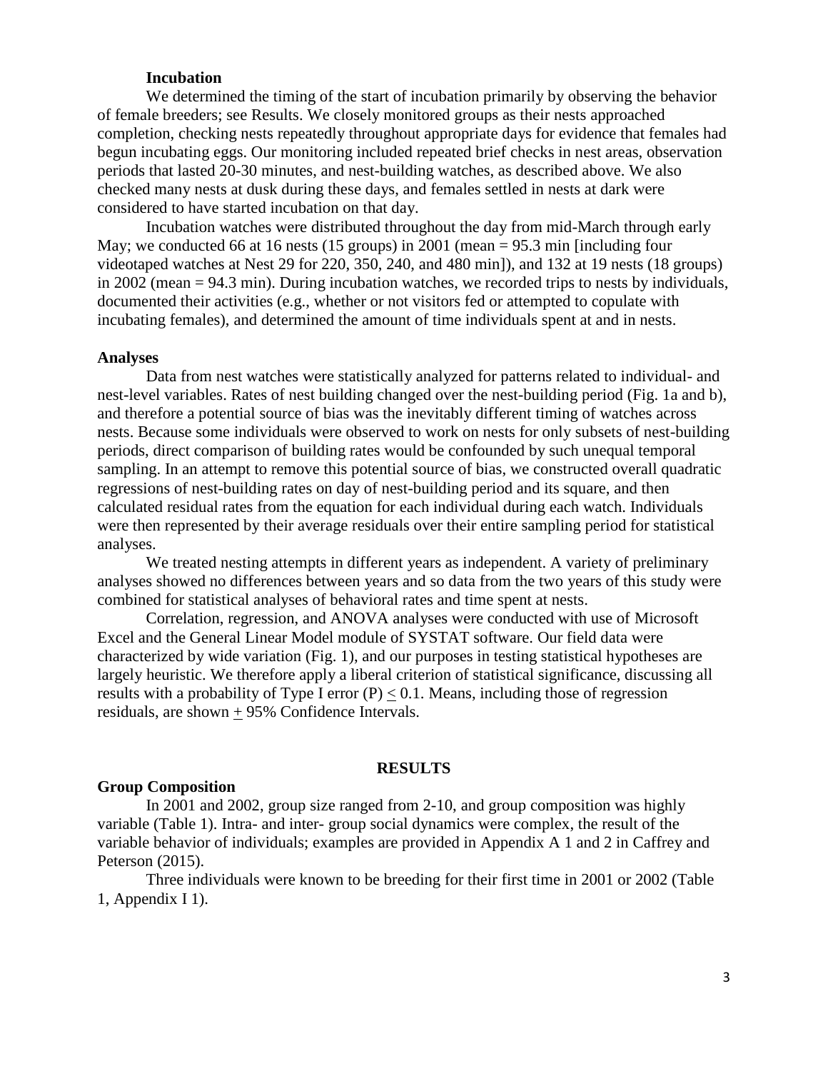### Incubation

We determined the timing of the start of incubation primarily by observing the behavior of female breeders; see Results. We closely monitored groups as their nests approached completion, checking nests repeatedly throughout appropriate days for evidence that females had begun incubating eggs. Our monitoring included repeated brief checks in nest areas, observation periods that lasted 20-30 minutes, and nest-building watches, as described above. We also checked many nests at dusk during these days, and females settled in nests at dark were considered to have started incubation on that day.

Incubation watches were distributed throughout the day from mid-March through early May; we conducted 66 at 16 nests (15 groups) in 2001 (mean = 95.3 min [including four videotaped watches at Nest 29 for 220, 350, 240, and 480 min]), and 132 at 19 nests (18 groups) in 2002 (mean = 94.3 min). During incubation watches, we recorded trips to nests by individuals, documented their activities (e.g., whether or not visitors fed or attempted to copulate with incubating females), and determined the amount of time individuals spent at and in nests.

## Analyses

Data from nest watches were statistically analyzed for patterns related to individual- and nest-level variables. Rates of nest building changed over the nest-building period (Fig. 1a and b), and therefore a potential source of bias was the inevitably different timing of watches across nests. Because some individuals were observed to work on nests for only subsets of nest-building periods, direct comparison of building rates would be confounded by such unequal temporal sampling. In an attempt to remove this potential source of bias, we constructed overall quadratic regressions of nest-building rates on day of nest-building period and its square, and then calculated residual rates from the equation for each individual during each watch. Individuals were then represented by their average residuals over their entire sampling period for statistical analyses.

We treated nesting attempts in different years as independent. A variety of preliminary analyses showed no differences between years and so data from the two years of this study were combined for statistical analyses of behavioral rates and time spent at nests.

Correlation, regression, and ANOVA analyses were conducted with use of Microsoft Excel and the General Linear Model module of SYSTAT software. Our field data were characterized by wide variation (Fig. 1), and our purposes in testing statistical hypotheses are largely heuristic. We therefore apply a liberal criterion of statistical significance, discussing all results with a probability of Type I error $(P) \leq 0.1$. Means, including those of regression residuals, are shown $\pm$ 95% Confidence Intervals.

# RESULTS

## Group Composition

In 2001 and 2002, group size ranged from 2-10, and group composition was highly variable (Table 1). Intra- and inter- group social dynamics were complex, the result of the variable behavior of individuals; examples are provided in Appendix A 1 and 2 in Caffrey and Peterson (2015).

Three individuals were known to be breeding for their first time in 2001 or 2002 (Table 1, Appendix I 1).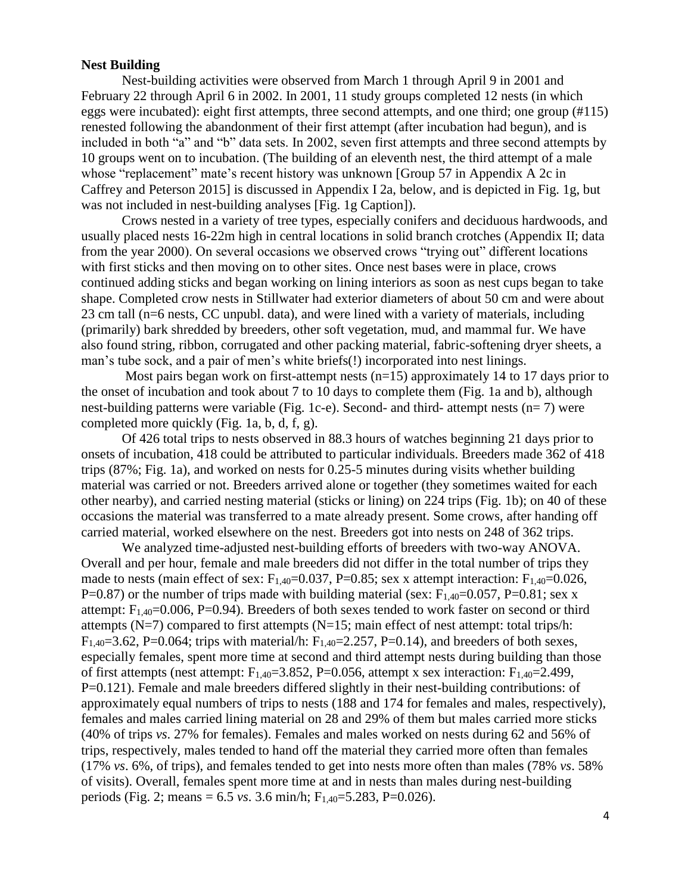### Nest Building

Nest-building activities were observed from March 1 through April 9 in 2001 and February 22 through April 6 in 2002. In 2001, 11 study groups completed 12 nests (in which eggs were incubated): eight first attempts, three second attempts, and one third; one group (#115) renested following the abandonment of their first attempt (after incubation had begun), and is included in both "a" and "b" data sets. In 2002, seven first attempts and three second attempts by 10 groups went on to incubation. (The building of an eleventh nest, the third attempt of a male whose "replacement" mate's recent history was unknown [Group 57 in Appendix A 2c in Caffrey and Peterson 2015] is discussed in Appendix I 2a, below, and is depicted in Fig. 1g, but was not included in nest-building analyses [Fig. 1g Caption]).

Crows nested in a variety of tree types, especially conifers and deciduous hardwoods, and usually placed nests 16-22m high in central locations in solid branch crotches (Appendix II; data from the year 2000). On several occasions we observed crows "trying out" different locations with first sticks and then moving on to other sites. Once nest bases were in place, crows continued adding sticks and began working on lining interiors as soon as nest cups began to take shape. Completed crow nests in Stillwater had exterior diameters of about 50 cm and were about 23 cm tall (n=6 nests, CC unpubl. data), and were lined with a variety of materials, including (primarily) bark shredded by breeders, other soft vegetation, mud, and mammal fur. We have also found string, ribbon, corrugated and other packing material, fabric-softening dryer sheets, a man's tube sock, and a pair of men's white briefs(!) incorporated into nest linings.

Most pairs began work on first-attempt nests (n=15) approximately 14 to 17 days prior to the onset of incubation and took about 7 to 10 days to complete them (Fig. 1a and b), although nest-building patterns were variable (Fig. 1c-e). Second- and third- attempt nests (n= 7) were completed more quickly (Fig. 1a, b, d, f, g).

Of 426 total trips to nests observed in 88.3 hours of watches beginning 21 days prior to onsets of incubation, 418 could be attributed to particular individuals. Breeders made 362 of 418 trips (87%; Fig. 1a), and worked on nests for 0.25-5 minutes during visits whether building material was carried or not. Breeders arrived alone or together (they sometimes waited for each other nearby), and carried nesting material (sticks or lining) on 224 trips (Fig. 1b); on 40 of these occasions the material was transferred to a mate already present. Some crows, after handing off carried material, worked elsewhere on the nest. Breeders got into nests on 248 of 362 trips.

We analyzed time-adjusted nest-building efforts of breeders with two-way ANOVA. Overall and per hour, female and male breeders did not differ in the total number of trips they made to nests (main effect of sex: $F_{1,40}=0.037$, $P=0.85$; sex x attempt interaction: $F_{1,40}=0.026$, $P=0.87$) or the number of trips made with building material (sex: $F_{1,40}=0.057$, $P=0.81$; sex x attempt: $F_{1,40}=0.006$, $P=0.94$). Breeders of both sexes tended to work faster on second or third attempts (N=7) compared to first attempts (N=15; main effect of nest attempt: total trips/h: $F_{1,40}=3.62$, $P=0.064$; trips with material/h: $F_{1,40}=2.257$, $P=0.14$), and breeders of both sexes, especially females, spent more time at second and third attempt nests during building than those of first attempts (nest attempt: $F_{1,40}=3.852$, $P=0.056$, attempt x sex interaction: $F_{1,40}=2.499$, $P=0.121$). Female and male breeders differed slightly in their nest-building contributions: of approximately equal numbers of trips to nests (188 and 174 for females and males, respectively), females and males carried lining material on 28 and 29% of them but males carried more sticks (40% of trips *vs*. 27% for females). Females and males worked on nests during 62 and 56% of trips, respectively, males tended to hand off the material they carried more often than females (17% *vs*. 6%, of trips), and females tended to get into nests more often than males (78% *vs*. 58% of visits). Overall, females spent more time at and in nests than males during nest-building periods (Fig. 2; means = 6.5 *vs*. 3.6 min/h; $F_{1,40}=5.283$, $P=0.026$).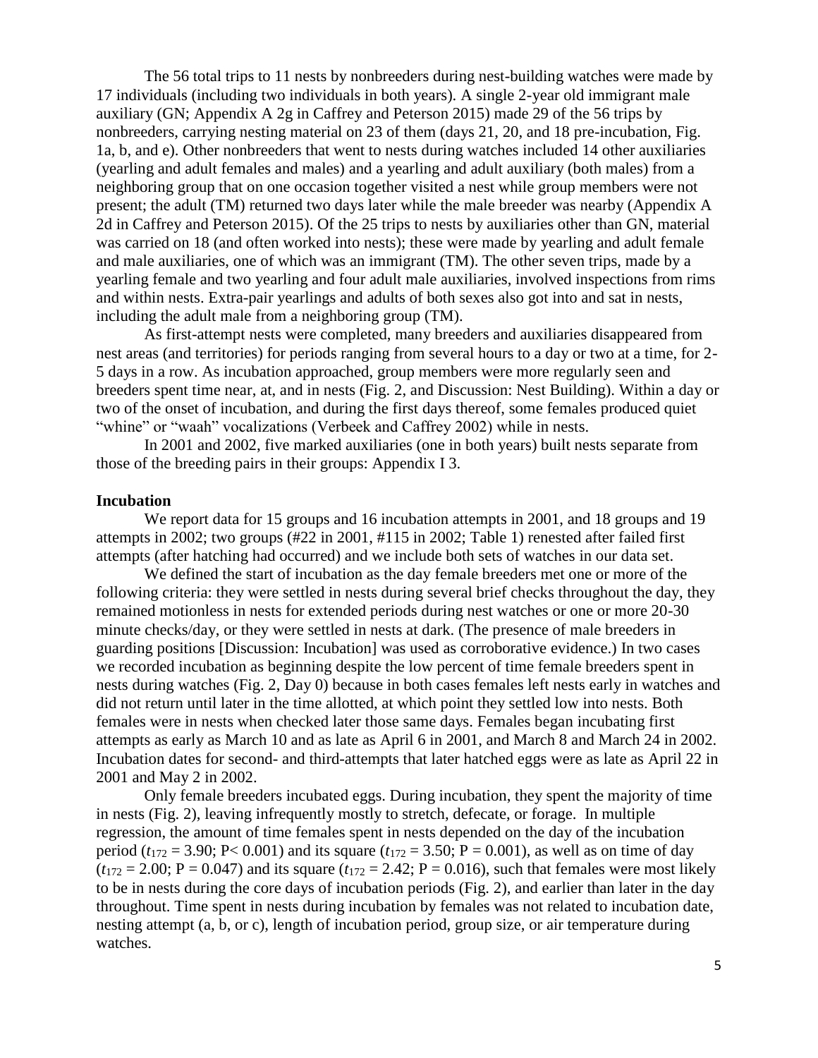The 56 total trips to 11 nests by nonbreeders during nest-building watches were made by 17 individuals (including two individuals in both years). A single 2-year old immigrant male auxiliary (GN; Appendix A 2g in Caffrey and Peterson 2015) made 29 of the 56 trips by nonbreeders, carrying nesting material on 23 of them (days 21, 20, and 18 pre-incubation, Fig. 1a, b, and e). Other nonbreeders that went to nests during watches included 14 other auxiliaries (yearling and adult females and males) and a yearling and adult auxiliary (both males) from a neighboring group that on one occasion together visited a nest while group members were not present; the adult (TM) returned two days later while the male breeder was nearby (Appendix A 2d in Caffrey and Peterson 2015). Of the 25 trips to nests by auxiliaries other than GN, material was carried on 18 (and often worked into nests); these were made by yearling and adult female and male auxiliaries, one of which was an immigrant (TM). The other seven trips, made by a yearling female and two yearling and four adult male auxiliaries, involved inspections from rims and within nests. Extra-pair yearlings and adults of both sexes also got into and sat in nests, including the adult male from a neighboring group (TM).

As first-attempt nests were completed, many breeders and auxiliaries disappeared from nest areas (and territories) for periods ranging from several hours to a day or two at a time, for 2-5 days in a row. As incubation approached, group members were more regularly seen and breeders spent time near, at, and in nests (Fig. 2, and Discussion: Nest Building). Within a day or two of the onset of incubation, and during the first days thereof, some females produced quiet "whine" or "waah" vocalizations (Verbeek and Caffrey 2002) while in nests.

In 2001 and 2002, five marked auxiliaries (one in both years) built nests separate from those of the breeding pairs in their groups: Appendix I 3.

### Incubation

We report data for 15 groups and 16 incubation attempts in 2001, and 18 groups and 19 attempts in 2002; two groups (#22 in 2001, #115 in 2002; Table 1) renested after failed first attempts (after hatching had occurred) and we include both sets of watches in our data set.

We defined the start of incubation as the day female breeders met one or more of the following criteria: they were settled in nests during several brief checks throughout the day, they remained motionless in nests for extended periods during nest watches or one or more 20-30 minute checks/day, or they were settled in nests at dark. (The presence of male breeders in guarding positions [Discussion: Incubation] was used as corroborative evidence.) In two cases we recorded incubation as beginning despite the low percent of time female breeders spent in nests during watches (Fig. 2, Day 0) because in both cases females left nests early in watches and did not return until later in the time allotted, at which point they settled low into nests. Both females were in nests when checked later those same days. Females began incubating first attempts as early as March 10 and as late as April 6 in 2001, and March 8 and March 24 in 2002. Incubation dates for second- and third-attempts that later hatched eggs were as late as April 22 in 2001 and May 2 in 2002.

Only female breeders incubated eggs. During incubation, they spent the majority of time in nests (Fig. 2), leaving infrequently mostly to stretch, defecate, or forage. In multiple regression, the amount of time females spent in nests depended on the day of the incubation period ($t_{172} = 3.90$; $P < 0.001$) and its square ($t_{172} = 3.50$; $P = 0.001$), as well as on time of day ($t_{172} = 2.00$; $P = 0.047$) and its square ($t_{172} = 2.42$; $P = 0.016$), such that females were most likely to be in nests during the core days of incubation periods (Fig. 2), and earlier than later in the day throughout. Time spent in nests during incubation by females was not related to incubation date, nesting attempt (a, b, or c), length of incubation period, group size, or air temperature during watches.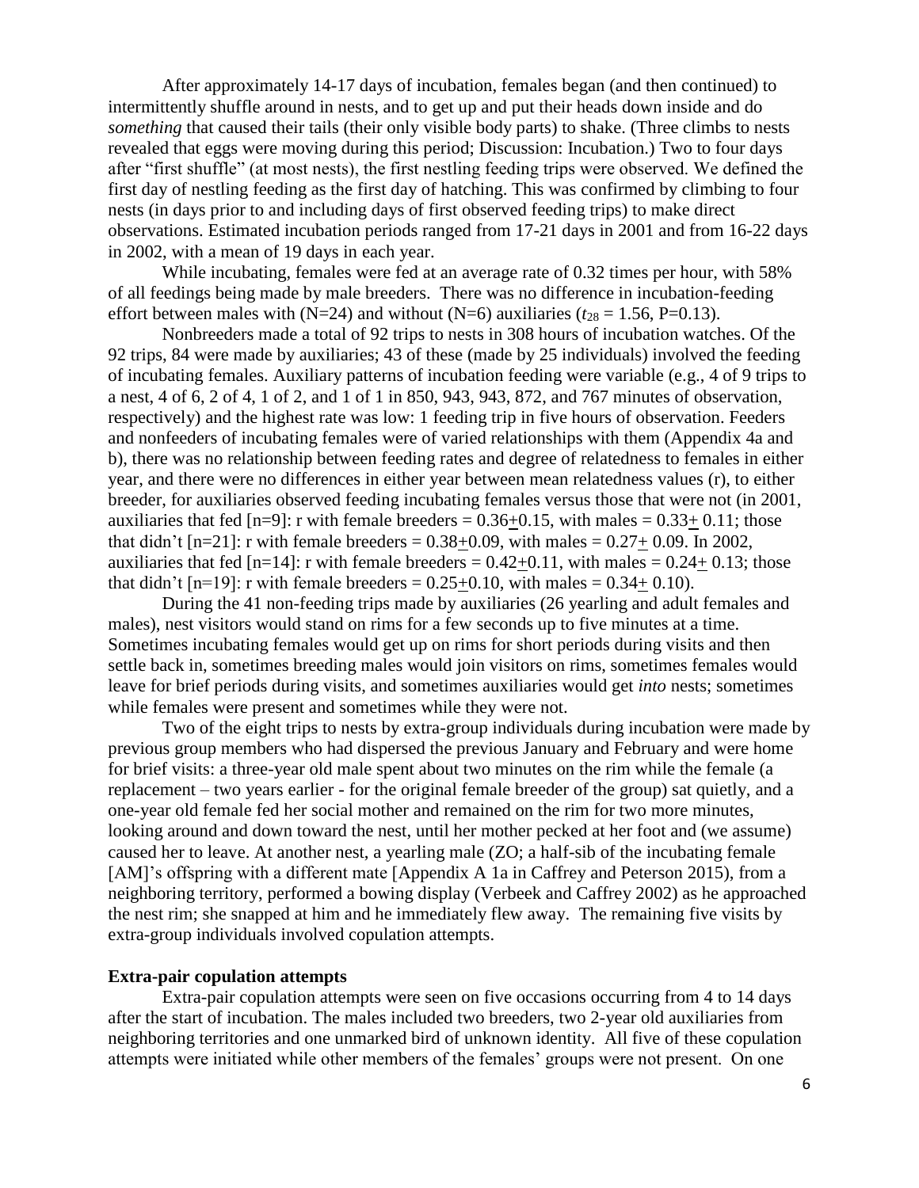After approximately 14-17 days of incubation, females began (and then continued) to intermittently shuffle around in nests, and to get up and put their heads down inside and do *something* that caused their tails (their only visible body parts) to shake. (Three climbs to nests revealed that eggs were moving during this period; Discussion: Incubation.) Two to four days after "first shuffle" (at most nests), the first nestling feeding trips were observed. We defined the first day of nestling feeding as the first day of hatching. This was confirmed by climbing to four nests (in days prior to and including days of first observed feeding trips) to make direct observations. Estimated incubation periods ranged from 17-21 days in 2001 and from 16-22 days in 2002, with a mean of 19 days in each year.

While incubating, females were fed at an average rate of 0.32 times per hour, with 58% of all feedings being made by male breeders. There was no difference in incubation-feeding effort between males with (N=24) and without (N=6) auxiliaries ($t_{28}$ = 1.56, P=0.13).

Nonbreeders made a total of 92 trips to nests in 308 hours of incubation watches. Of the 92 trips, 84 were made by auxiliaries; 43 of these (made by 25 individuals) involved the feeding of incubating females. Auxiliary patterns of incubation feeding were variable (e.g., 4 of 9 trips to a nest, 4 of 6, 2 of 4, 1 of 2, and 1 of 1 in 850, 943, 943, 872, and 767 minutes of observation, respectively) and the highest rate was low: 1 feeding trip in five hours of observation. Feeders and nonfeeders of incubating females were of varied relationships with them (Appendix 4a and b), there was no relationship between feeding rates and degree of relatedness to females in either year, and there were no differences in either year between mean relatedness values (r), to either breeder, for auxiliaries observed feeding incubating females versus those that were not (in 2001, auxiliaries that fed [n=9]: r with female breeders = 0.36±0.15, with males = 0.33± 0.11; those that didn't [n=21]: r with female breeders = 0.38±0.09, with males = 0.27± 0.09. In 2002, auxiliaries that fed [n=14]: r with female breeders = 0.42±0.11, with males = 0.24± 0.13; those that didn't [n=19]: r with female breeders = 0.25±0.10, with males = 0.34± 0.10).

During the 41 non-feeding trips made by auxiliaries (26 yearling and adult females and males), nest visitors would stand on rims for a few seconds up to five minutes at a time. Sometimes incubating females would get up on rims for short periods during visits and then settle back in, sometimes breeding males would join visitors on rims, sometimes females would leave for brief periods during visits, and sometimes auxiliaries would get *into* nests; sometimes while females were present and sometimes while they were not.

Two of the eight trips to nests by extra-group individuals during incubation were made by previous group members who had dispersed the previous January and February and were home for brief visits: a three-year old male spent about two minutes on the rim while the female (a replacement – two years earlier - for the original female breeder of the group) sat quietly, and a one-year old female fed her social mother and remained on the rim for two more minutes, looking around and down toward the nest, until her mother pecked at her foot and (we assume) caused her to leave. At another nest, a yearling male (ZO; a half-sib of the incubating female [AM]'s offspring with a different mate [Appendix A 1a in Caffrey and Peterson 2015), from a neighboring territory, performed a bowing display (Verbeek and Caffrey 2002) as he approached the nest rim; she snapped at him and he immediately flew away. The remaining five visits by extra-group individuals involved copulation attempts.

**Extra-pair copulation attempts**

Extra-pair copulation attempts were seen on five occasions occurring from 4 to 14 days after the start of incubation. The males included two breeders, two 2-year old auxiliaries from neighboring territories and one unmarked bird of unknown identity. All five of these copulation attempts were initiated while other members of the females' groups were not present. On one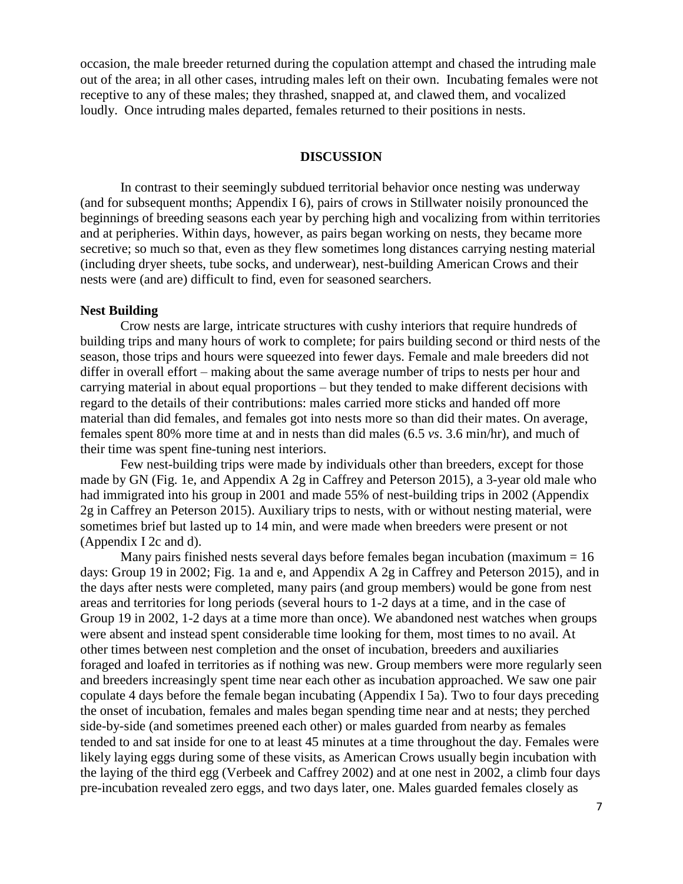occasion, the male breeder returned during the copulation attempt and chased the intruding male out of the area; in all other cases, intruding males left on their own. Incubating females were not receptive to any of these males; they thrashed, snapped at, and clawed them, and vocalized loudly. Once intruding males departed, females returned to their positions in nests.

## DISCUSSION

In contrast to their seemingly subdued territorial behavior once nesting was underway (and for subsequent months; Appendix I 6), pairs of crows in Stillwater noisily pronounced the beginnings of breeding seasons each year by perching high and vocalizing from within territories and at peripheries. Within days, however, as pairs began working on nests, they became more secretive; so much so that, even as they flew sometimes long distances carrying nesting material (including dryer sheets, tube socks, and underwear), nest-building American Crows and their nests were (and are) difficult to find, even for seasoned searchers.

### Nest Building

Crow nests are large, intricate structures with cushy interiors that require hundreds of building trips and many hours of work to complete; for pairs building second or third nests of the season, those trips and hours were squeezed into fewer days. Female and male breeders did not differ in overall effort – making about the same average number of trips to nests per hour and carrying material in about equal proportions – but they tended to make different decisions with regard to the details of their contributions: males carried more sticks and handed off more material than did females, and females got into nests more so than did their mates. On average, females spent 80% more time at and in nests than did males (6.5 *vs*. 3.6 min/hr), and much of their time was spent fine-tuning nest interiors.

Few nest-building trips were made by individuals other than breeders, except for those made by GN (Fig. 1e, and Appendix A 2g in Caffrey and Peterson 2015), a 3-year old male who had immigrated into his group in 2001 and made 55% of nest-building trips in 2002 (Appendix 2g in Caffrey an Peterson 2015). Auxiliary trips to nests, with or without nesting material, were sometimes brief but lasted up to 14 min, and were made when breeders were present or not (Appendix I 2c and d).

Many pairs finished nests several days before females began incubation (maximum = 16 days: Group 19 in 2002; Fig. 1a and e, and Appendix A 2g in Caffrey and Peterson 2015), and in the days after nests were completed, many pairs (and group members) would be gone from nest areas and territories for long periods (several hours to 1-2 days at a time, and in the case of Group 19 in 2002, 1-2 days at a time more than once). We abandoned nest watches when groups were absent and instead spent considerable time looking for them, most times to no avail. At other times between nest completion and the onset of incubation, breeders and auxiliaries foraged and loafed in territories as if nothing was new. Group members were more regularly seen and breeders increasingly spent time near each other as incubation approached. We saw one pair copulate 4 days before the female began incubating (Appendix I 5a). Two to four days preceding the onset of incubation, females and males began spending time near and at nests; they perched side-by-side (and sometimes preened each other) or males guarded from nearby as females tended to and sat inside for one to at least 45 minutes at a time throughout the day. Females were likely laying eggs during some of these visits, as American Crows usually begin incubation with the laying of the third egg (Verbeek and Caffrey 2002) and at one nest in 2002, a climb four days pre-incubation revealed zero eggs, and two days later, one. Males guarded females closely as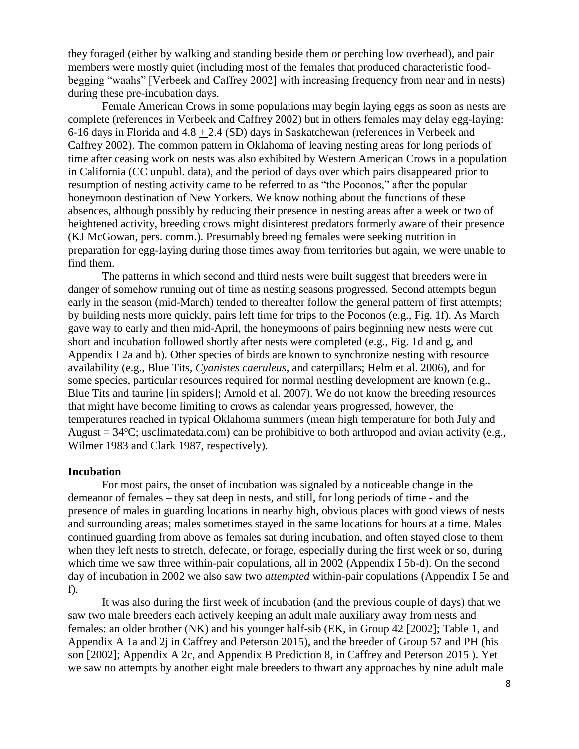they foraged (either by walking and standing beside them or perching low overhead), and pair members were mostly quiet (including most of the females that produced characteristic food-begging "waahs" [Verbeek and Caffrey 2002] with increasing frequency from near and in nests) during these pre-incubation days.

Female American Crows in some populations may begin laying eggs as soon as nests are complete (references in Verbeek and Caffrey 2002) but in others females may delay egg-laying: 6-16 days in Florida and 4.8 $\pm$ 2.4 (SD) days in Saskatchewan (references in Verbeek and Caffrey 2002). The common pattern in Oklahoma of leaving nesting areas for long periods of time after ceasing work on nests was also exhibited by Western American Crows in a population in California (CC unpubl. data), and the period of days over which pairs disappeared prior to resumption of nesting activity came to be referred to as "the Poconos," after the popular honeymoon destination of New Yorkers. We know nothing about the functions of these absences, although possibly by reducing their presence in nesting areas after a week or two of heightened activity, breeding crows might disinterest predators formerly aware of their presence (KJ McGowan, pers. comm.). Presumably breeding females were seeking nutrition in preparation for egg-laying during those times away from territories but again, we were unable to find them.

The patterns in which second and third nests were built suggest that breeders were in danger of somehow running out of time as nesting seasons progressed. Second attempts begun early in the season (mid-March) tended to thereafter follow the general pattern of first attempts; by building nests more quickly, pairs left time for trips to the Poconos (e.g., Fig. 1f). As March gave way to early and then mid-April, the honeymoons of pairs beginning new nests were cut short and incubation followed shortly after nests were completed (e.g., Fig. 1d and g, and Appendix I 2a and b). Other species of birds are known to synchronize nesting with resource availability (e.g., Blue Tits, *Cyanistes caeruleus*, and caterpillars; Helm et al. 2006), and for some species, particular resources required for normal nestling development are known (e.g., Blue Tits and taurine [in spiders]; Arnold et al. 2007). We do not know the breeding resources that might have become limiting to crows as calendar years progressed, however, the temperatures reached in typical Oklahoma summers (mean high temperature for both July and August = 34°C; usclimatedata.com) can be prohibitive to both arthropod and avian activity (e.g., Wilmer 1983 and Clark 1987, respectively).

## Incubation

For most pairs, the onset of incubation was signaled by a noticeable change in the demeanor of females – they sat deep in nests, and still, for long periods of time - and the presence of males in guarding locations in nearby high, obvious places with good views of nests and surrounding areas; males sometimes stayed in the same locations for hours at a time. Males continued guarding from above as females sat during incubation, and often stayed close to them when they left nests to stretch, defecate, or forage, especially during the first week or so, during which time we saw three within-pair copulations, all in 2002 (Appendix I 5b-d). On the second day of incubation in 2002 we also saw two *attempted* within-pair copulations (Appendix I 5e and f).

It was also during the first week of incubation (and the previous couple of days) that we saw two male breeders each actively keeping an adult male auxiliary away from nests and females: an older brother (NK) and his younger half-sib (EK, in Group 42 [2002]; Table 1, and Appendix A 1a and 2j in Caffrey and Peterson 2015), and the breeder of Group 57 and PH (his son [2002]; Appendix A 2c, and Appendix B Prediction 8, in Caffrey and Peterson 2015 ). Yet we saw no attempts by another eight male breeders to thwart any approaches by nine adult male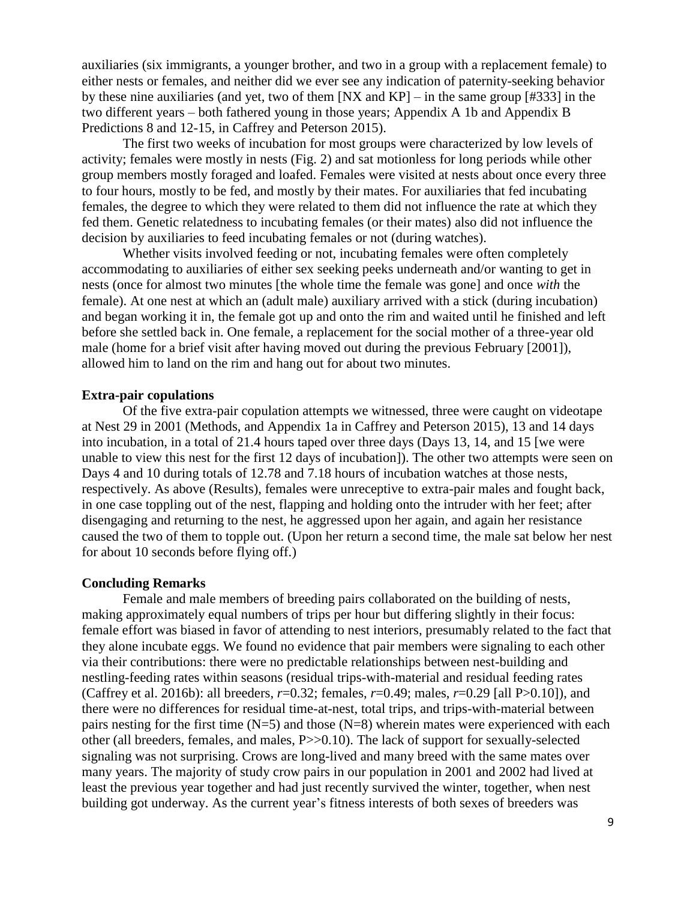auxiliaries (six immigrants, a younger brother, and two in a group with a replacement female) to either nests or females, and neither did we ever see any indication of paternity-seeking behavior by these nine auxiliaries (and yet, two of them [NX and KP] – in the same group [#333] in the two different years – both fathered young in those years; Appendix A 1b and Appendix B Predictions 8 and 12-15, in Caffrey and Peterson 2015).

The first two weeks of incubation for most groups were characterized by low levels of activity; females were mostly in nests (Fig. 2) and sat motionless for long periods while other group members mostly foraged and loafed. Females were visited at nests about once every three to four hours, mostly to be fed, and mostly by their mates. For auxiliaries that fed incubating females, the degree to which they were related to them did not influence the rate at which they fed them. Genetic relatedness to incubating females (or their mates) also did not influence the decision by auxiliaries to feed incubating females or not (during watches).

Whether visits involved feeding or not, incubating females were often completely accommodating to auxiliaries of either sex seeking peeks underneath and/or wanting to get in nests (once for almost two minutes [the whole time the female was gone] and once *with* the female). At one nest at which an (adult male) auxiliary arrived with a stick (during incubation) and began working it in, the female got up and onto the rim and waited until he finished and left before she settled back in. One female, a replacement for the social mother of a three-year old male (home for a brief visit after having moved out during the previous February [2001]), allowed him to land on the rim and hang out for about two minutes.

### Extra-pair copulations

Of the five extra-pair copulation attempts we witnessed, three were caught on videotape at Nest 29 in 2001 (Methods, and Appendix 1a in Caffrey and Peterson 2015), 13 and 14 days into incubation, in a total of 21.4 hours taped over three days (Days 13, 14, and 15 [we were unable to view this nest for the first 12 days of incubation]). The other two attempts were seen on Days 4 and 10 during totals of 12.78 and 7.18 hours of incubation watches at those nests, respectively. As above (Results), females were unreceptive to extra-pair males and fought back, in one case toppling out of the nest, flapping and holding onto the intruder with her feet; after disengaging and returning to the nest, he aggressed upon her again, and again her resistance caused the two of them to topple out. (Upon her return a second time, the male sat below her nest for about 10 seconds before flying off.)

### Concluding Remarks

Female and male members of breeding pairs collaborated on the building of nests, making approximately equal numbers of trips per hour but differing slightly in their focus: female effort was biased in favor of attending to nest interiors, presumably related to the fact that they alone incubate eggs. We found no evidence that pair members were signaling to each other via their contributions: there were no predictable relationships between nest-building and nestling-feeding rates within seasons (residual trips-with-material and residual feeding rates (Caffrey et al. 2016b): all breeders, $r$=0.32; females, $r$=0.49; males, $r$=0.29 [all $P$>0.10]), and there were no differences for residual time-at-nest, total trips, and trips-with-material between pairs nesting for the first time ($N$=5) and those ($N$=8) wherein mates were experienced with each other (all breeders, females, and males, $P$>>0.10). The lack of support for sexually-selected signaling was not surprising. Crows are long-lived and many breed with the same mates over many years. The majority of study crow pairs in our population in 2001 and 2002 had lived at least the previous year together and had just recently survived the winter, together, when nest building got underway. As the current year's fitness interests of both sexes of breeders was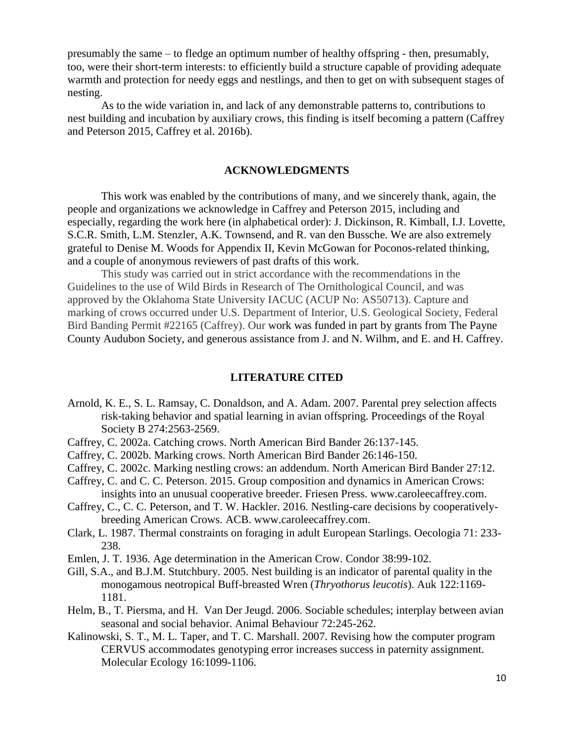presumably the same – to fledge an optimum number of healthy offspring - then, presumably, too, were their short-term interests: to efficiently build a structure capable of providing adequate warmth and protection for needy eggs and nestlings, and then to get on with subsequent stages of nesting.

As to the wide variation in, and lack of any demonstrable patterns to, contributions to nest building and incubation by auxiliary crows, this finding is itself becoming a pattern (Caffrey and Peterson 2015, Caffrey et al. 2016b).

## ACKNOWLEDGMENTS

This work was enabled by the contributions of many, and we sincerely thank, again, the people and organizations we acknowledge in Caffrey and Peterson 2015, including and especially, regarding the work here (in alphabetical order): J. Dickinson, R. Kimball, I.J. Lovette, S.C.R. Smith, L.M. Stenzler, A.K. Townsend, and R. van den Bussche. We are also extremely grateful to Denise M. Woods for Appendix II, Kevin McGowan for Poconos-related thinking, and a couple of anonymous reviewers of past drafts of this work.

This study was carried out in strict accordance with the recommendations in the Guidelines to the use of Wild Birds in Research of The Ornithological Council, and was approved by the Oklahoma State University IACUC (ACUP No: AS50713). Capture and marking of crows occurred under U.S. Department of Interior, U.S. Geological Society, Federal Bird Banding Permit #22165 (Caffrey). Our work was funded in part by grants from The Payne County Audubon Society, and generous assistance from J. and N. Wilhm, and E. and H. Caffrey.

## LITERATURE CITED

Arnold, K. E., S. L. Ramsay, C. Donaldson, and A. Adam. 2007. Parental prey selection affects risk-taking behavior and spatial learning in avian offspring. Proceedings of the Royal Society B 274:2563-2569.

Caffrey, C. 2002a. Catching crows. North American Bird Bander 26:137-145.

Caffrey, C. 2002b. Marking crows. North American Bird Bander 26:146-150.

Caffrey, C. 2002c. Marking nestling crows: an addendum. North American Bird Bander 27:12.

Caffrey, C. and C. C. Peterson. 2015. Group composition and dynamics in American Crows: insights into an unusual cooperative breeder. Friesen Press. www.caroleecaffrey.com.

Caffrey, C., C. C. Peterson, and T. W. Hackler. 2016. Nestling-care decisions by cooperatively-breeding American Crows. ACB. www.caroleecaffrey.com.

Clark, L. 1987. Thermal constraints on foraging in adult European Starlings. Oecologia 71: 233-238.

Emlen, J. T. 1936. Age determination in the American Crow. Condor 38:99-102.

Gill, S.A., and B.J.M. Stutchbury. 2005. Nest building is an indicator of parental quality in the monogamous neotropical Buff-breasted Wren (*Thryothorus leucotis*). Auk 122:1169-1181.

Helm, B., T. Piersma, and H. Van Der Jeugd. 2006. Sociable schedules; interplay between avian seasonal and social behavior. Animal Behaviour 72:245-262.

Kalinowski, S. T., M. L. Taper, and T. C. Marshall. 2007. Revising how the computer program CERVUS accommodates genotyping error increases success in paternity assignment. Molecular Ecology 16:1099-1106.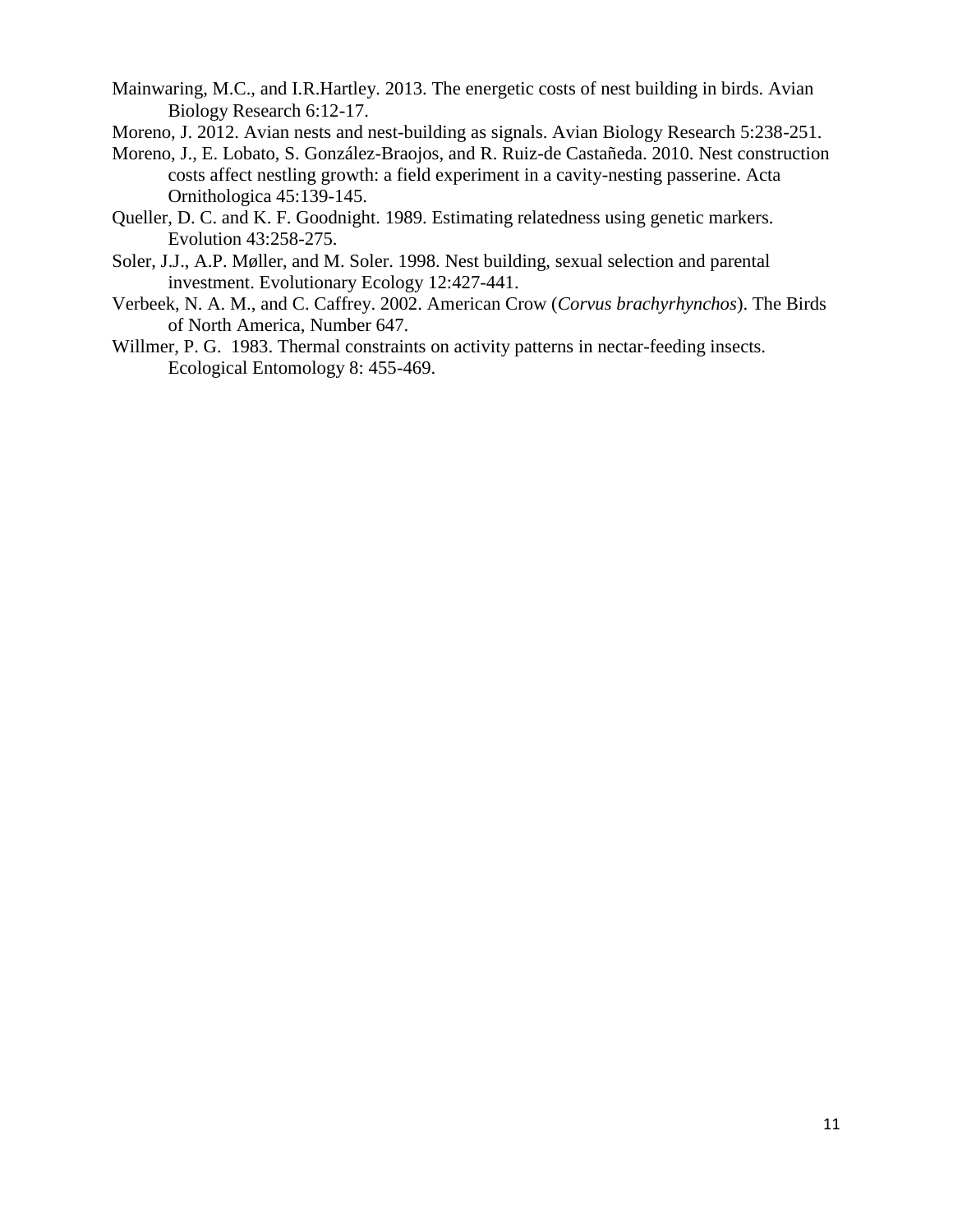Mainwaring, M.C., and I.R.Hartley. 2013. The energetic costs of nest building in birds. Avian Biology Research 6:12-17.

Moreno, J. 2012. Avian nests and nest-building as signals. Avian Biology Research 5:238-251.

Moreno, J., E. Lobato, S. González-Braojos, and R. Ruiz-de Castañeda. 2010. Nest construction costs affect nestling growth: a field experiment in a cavity-nesting passerine. Acta Ornithologica 45:139-145.

Queller, D. C. and K. F. Goodnight. 1989. Estimating relatedness using genetic markers. Evolution 43:258-275.

Soler, J.J., A.P. Møller, and M. Soler. 1998. Nest building, sexual selection and parental investment. Evolutionary Ecology 12:427-441.

Verbeek, N. A. M., and C. Caffrey. 2002. American Crow (*Corvus brachyrhynchos*). The Birds of North America, Number 647.

Willmer, P. G. 1983. Thermal constraints on activity patterns in nectar-feeding insects. Ecological Entomology 8: 455-469.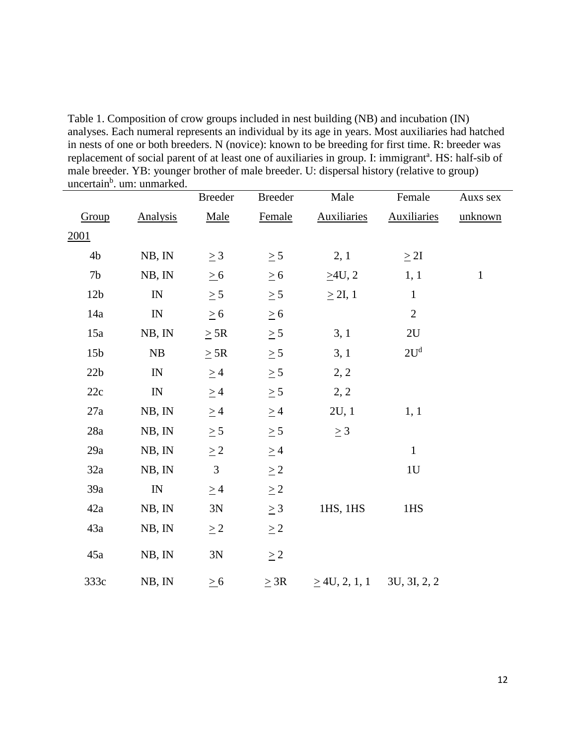Table 1. Composition of crow groups included in nest building (NB) and incubation (IN) analyses. Each numeral represents an individual by its age in years. Most auxiliaries had hatched in nests of one or both breeders. N (novice): known to be breeding for first time. R: breeder was replacement of social parent of at least one of auxiliaries in group. I: immigrant[a]. HS: half-sib of male breeder. YB: younger brother of male breeder. U: dispersal history (relative to group) uncertain[b]. um: unmarked.

| Group | Analysis | Breeder Male | Breeder Female | Male Auxiliaries | Female Auxiliaries | Auxs sex unknown |
|---|---|---|---|---|---|---|
| 2001 | | | | | | |
| 4b | NB, IN | ≥ 3 | ≥ 5 | 2, 1 | ≥ 2I | |
| 7b | NB, IN | ≥ 6 | ≥ 6 | ≥4U, 2 | 1, 1 | 1 |
| 12b | IN | ≥ 5 | ≥ 5 | ≥ 2I, 1 | 1 | |
| 14a | IN | ≥ 6 | ≥ 6 | | 2 | |
| 15a | NB, IN | ≥ 5R | ≥ 5 | 3, 1 | 2U | |
| 15b | NB | ≥ 5R | ≥ 5 | 3, 1 | 2U[d] | |
| 22b | IN | ≥ 4 | ≥ 5 | 2, 2 | | |
| 22c | IN | ≥ 4 | ≥ 5 | 2, 2 | | |
| 27a | NB, IN | ≥ 4 | ≥ 4 | 2U, 1 | 1, 1 | |
| 28a | NB, IN | ≥ 5 | ≥ 5 | ≥ 3 | | |
| 29a | NB, IN | ≥ 2 | ≥ 4 | | 1 | |
| 32a | NB, IN | 3 | ≥ 2 | | 1U | |
| 39a | IN | ≥ 4 | ≥ 2 | | | |
| 42a | NB, IN | 3N | ≥ 3 | 1HS, 1HS | 1HS | |
| 43a | NB, IN | ≥ 2 | ≥ 2 | | | |
| 45a | NB, IN | 3N | ≥ 2 | | | |
| 333c | NB, IN | ≥ 6 | ≥ 3R | ≥ 4U, 2, 1, 1 | 3U, 3I, 2, 2 | |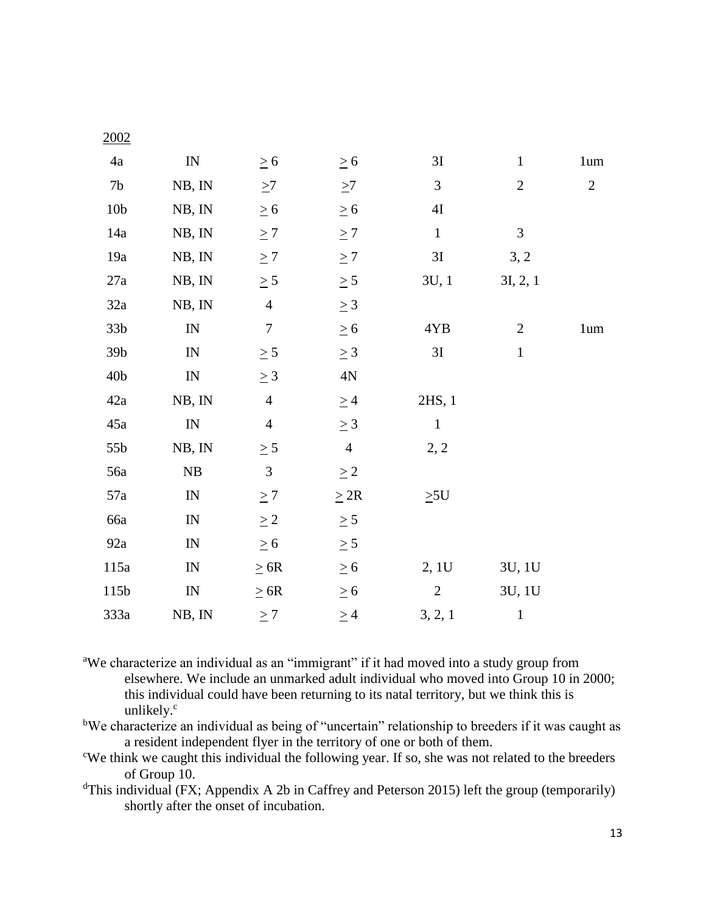| | | | | | | |
|---|---|---|---|---|---|---|
| 2002 | | | | | | |
| 4a | IN | ≥ 6 | ≥ 6 | 3I | 1 | 1um |
| 7b | NB, IN | ≥7 | ≥7 | 3 | 2 | 2 |
| 10b | NB, IN | ≥ 6 | ≥ 6 | 4I | | |
| 14a | NB, IN | ≥ 7 | ≥ 7 | 1 | 3 | |
| 19a | NB, IN | ≥ 7 | ≥ 7 | 3I | 3, 2 | |
| 27a | NB, IN | ≥ 5 | ≥ 5 | 3U, 1 | 3I, 2, 1 | |
| 32a | NB, IN | 4 | ≥ 3 | | | |
| 33b | IN | 7 | ≥ 6 | 4YB | 2 | 1um |
| 39b | IN | ≥ 5 | ≥ 3 | 3I | 1 | |
| 40b | IN | ≥ 3 | 4N | | | |
| 42a | NB, IN | 4 | ≥ 4 | 2HS, 1 | | |
| 45a | IN | 4 | ≥ 3 | 1 | | |
| 55b | NB, IN | ≥ 5 | 4 | 2, 2 | | |
| 56a | NB | 3 | ≥ 2 | | | |
| 57a | IN | ≥ 7 | ≥ 2R | ≥5U | | |
| 66a | IN | ≥ 2 | ≥ 5 | | | |
| 92a | IN | ≥ 6 | ≥ 5 | | | |
| 115a | IN | ≥ 6R | ≥ 6 | 2, 1U | 3U, 1U | |
| 115b | IN | ≥ 6R | ≥ 6 | 2 | 3U, 1U | |
| 333a | NB, IN | ≥ 7 | ≥ 4 | 3, 2, 1 | 1 | |

[a]We characterize an individual as an "immigrant" if it had moved into a study group from elsewhere. We include an unmarked adult individual who moved into Group 10 in 2000; this individual could have been returning to its natal territory, but we think this is unlikely.[c]

[b]We characterize an individual as being of "uncertain" relationship to breeders if it was caught as a resident independent flyer in the territory of one or both of them.

[c]We think we caught this individual the following year. If so, she was not related to the breeders of Group 10.

[d]This individual (FX; Appendix A 2b in Caffrey and Peterson 2015) left the group (temporarily) shortly after the onset of incubation.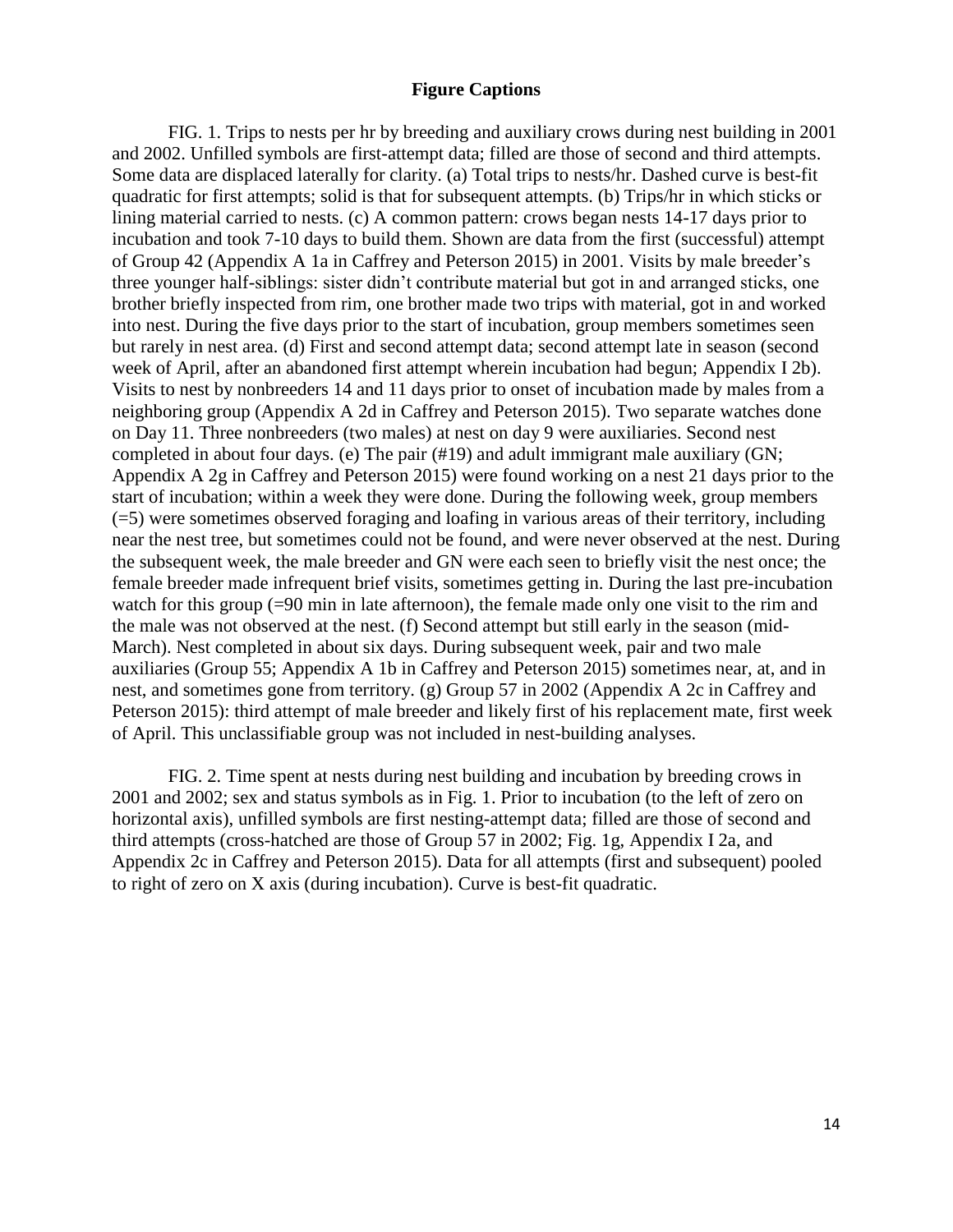## Figure Captions

FIG. 1. Trips to nests per hr by breeding and auxiliary crows during nest building in 2001 and 2002. Unfilled symbols are first-attempt data; filled are those of second and third attempts. Some data are displaced laterally for clarity. (a) Total trips to nests/hr. Dashed curve is best-fit quadratic for first attempts; solid is that for subsequent attempts. (b) Trips/hr in which sticks or lining material carried to nests. (c) A common pattern: crows began nests 14-17 days prior to incubation and took 7-10 days to build them. Shown are data from the first (successful) attempt of Group 42 (Appendix A 1a in Caffrey and Peterson 2015) in 2001. Visits by male breeder's three younger half-siblings: sister didn't contribute material but got in and arranged sticks, one brother briefly inspected from rim, one brother made two trips with material, got in and worked into nest. During the five days prior to the start of incubation, group members sometimes seen but rarely in nest area. (d) First and second attempt data; second attempt late in season (second week of April, after an abandoned first attempt wherein incubation had begun; Appendix I 2b). Visits to nest by nonbreeders 14 and 11 days prior to onset of incubation made by males from a neighboring group (Appendix A 2d in Caffrey and Peterson 2015). Two separate watches done on Day 11. Three nonbreeders (two males) at nest on day 9 were auxiliaries. Second nest completed in about four days. (e) The pair (#19) and adult immigrant male auxiliary (GN; Appendix A 2g in Caffrey and Peterson 2015) were found working on a nest 21 days prior to the start of incubation; within a week they were done. During the following week, group members (=5) were sometimes observed foraging and loafing in various areas of their territory, including near the nest tree, but sometimes could not be found, and were never observed at the nest. During the subsequent week, the male breeder and GN were each seen to briefly visit the nest once; the female breeder made infrequent brief visits, sometimes getting in. During the last pre-incubation watch for this group (=90 min in late afternoon), the female made only one visit to the rim and the male was not observed at the nest. (f) Second attempt but still early in the season (mid-March). Nest completed in about six days. During subsequent week, pair and two male auxiliaries (Group 55; Appendix A 1b in Caffrey and Peterson 2015) sometimes near, at, and in nest, and sometimes gone from territory. (g) Group 57 in 2002 (Appendix A 2c in Caffrey and Peterson 2015): third attempt of male breeder and likely first of his replacement mate, first week of April. This unclassifiable group was not included in nest-building analyses.

FIG. 2. Time spent at nests during nest building and incubation by breeding crows in 2001 and 2002; sex and status symbols as in Fig. 1. Prior to incubation (to the left of zero on horizontal axis), unfilled symbols are first nesting-attempt data; filled are those of second and third attempts (cross-hatched are those of Group 57 in 2002; Fig. 1g, Appendix I 2a, and Appendix 2c in Caffrey and Peterson 2015). Data for all attempts (first and subsequent) pooled to right of zero on X axis (during incubation). Curve is best-fit quadratic.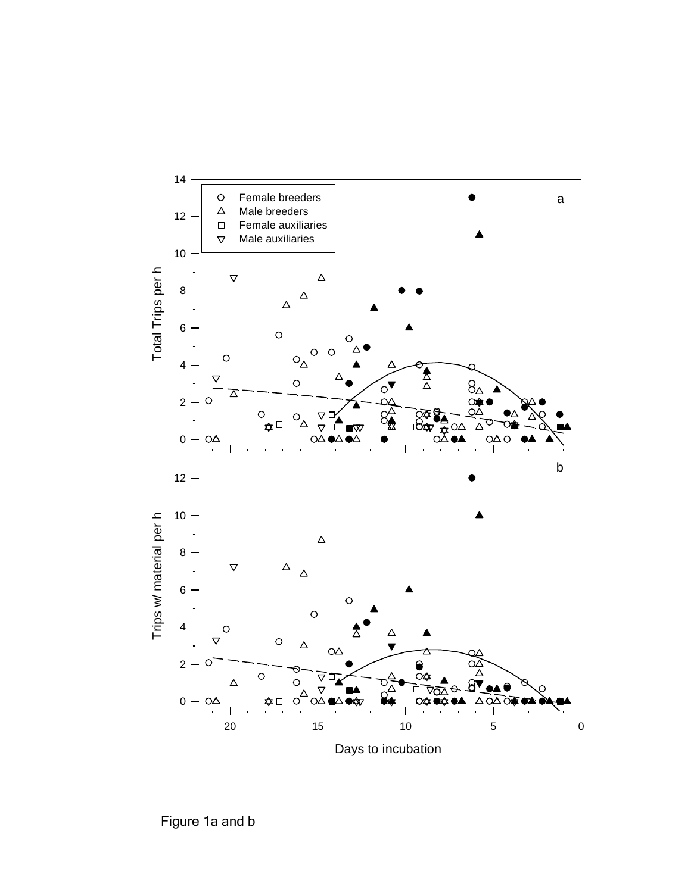Figure 1a and b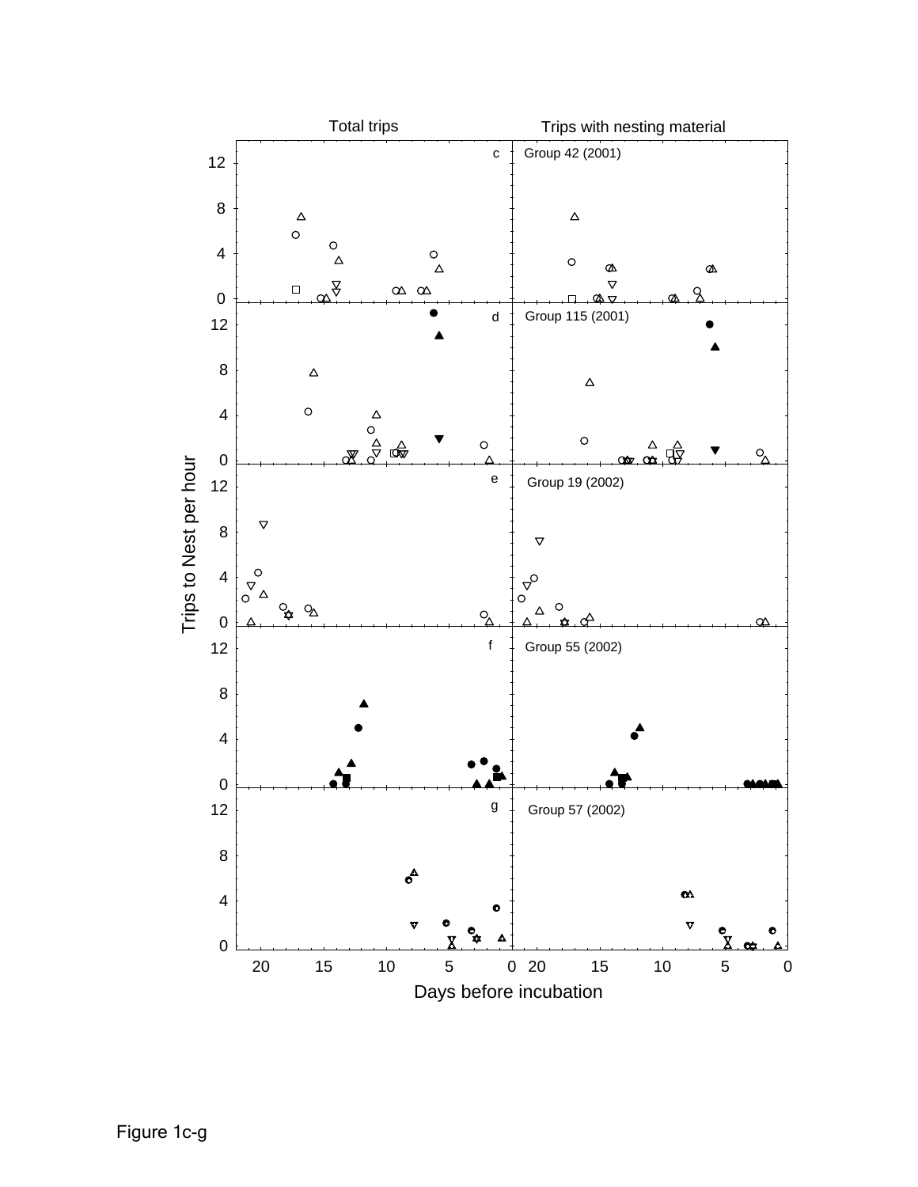Figure 1c-g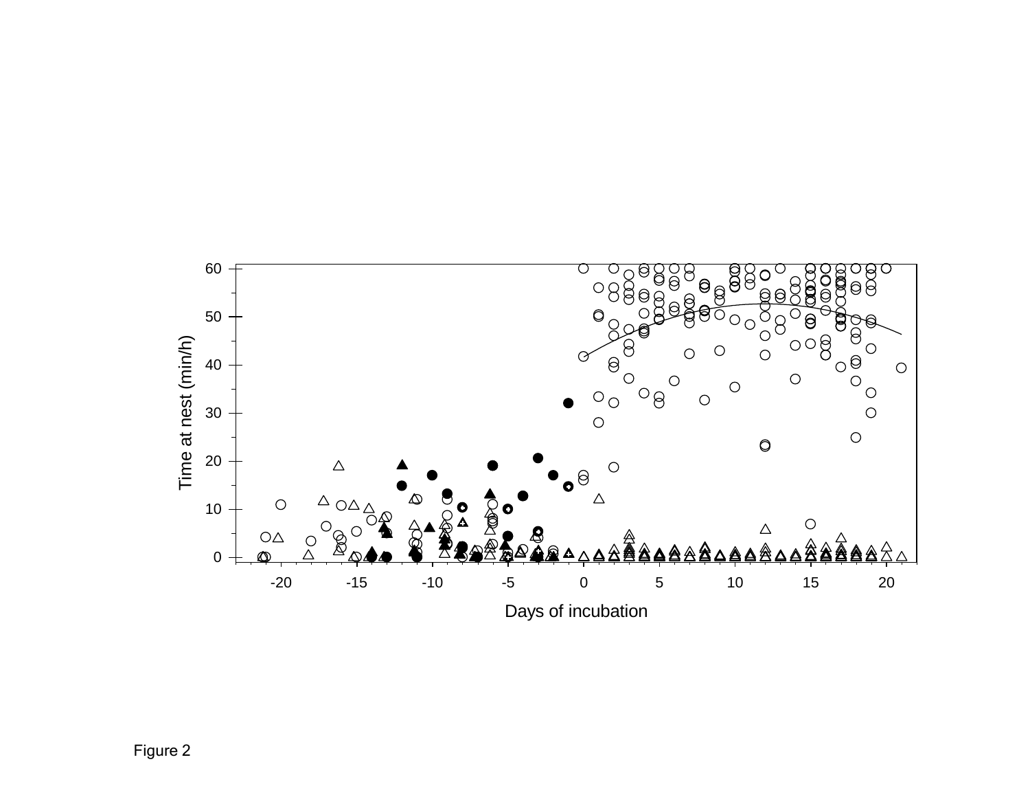Figure 2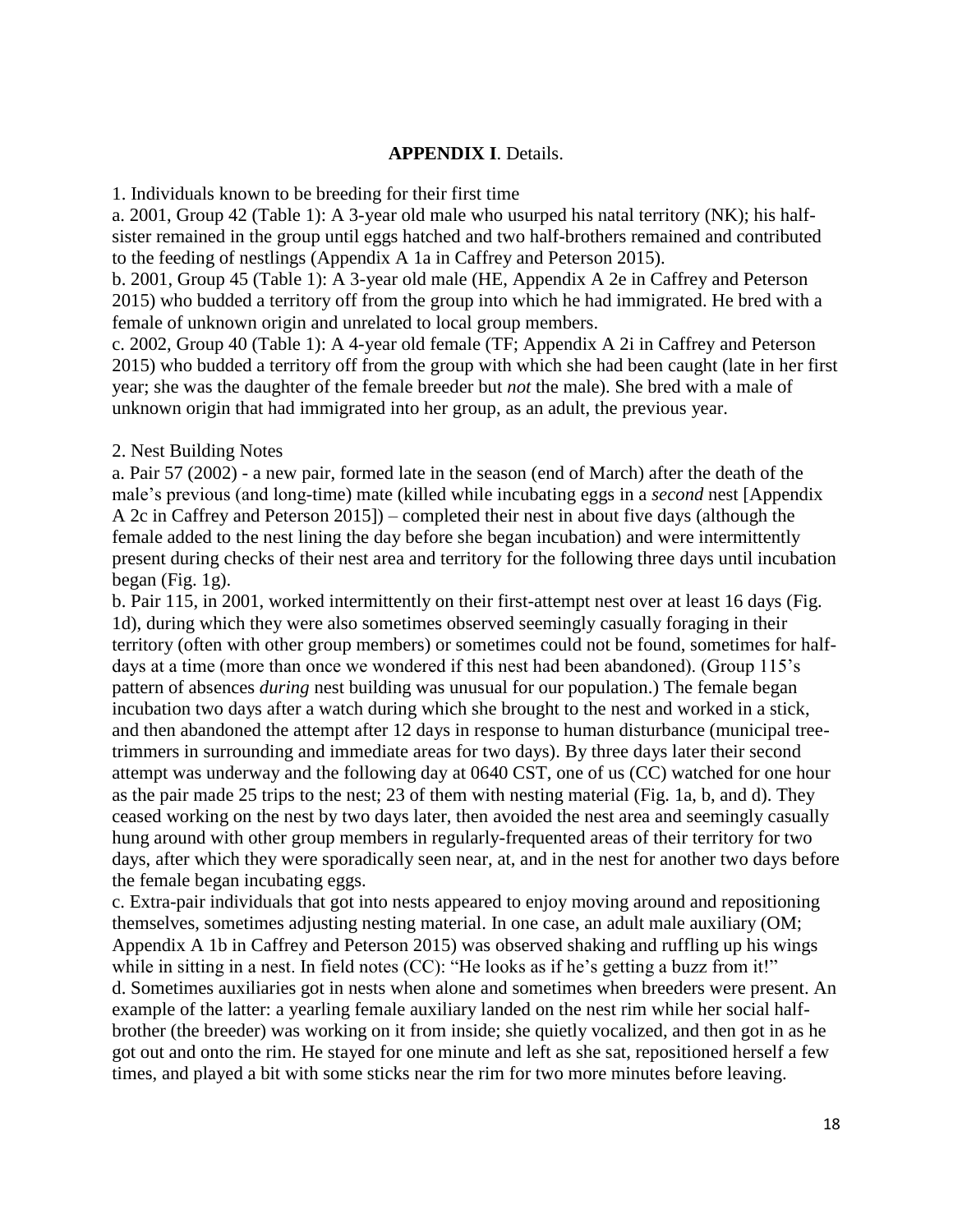**APPENDIX I**. Details.

1. Individuals known to be breeding for their first time

a. 2001, Group 42 (Table 1): A 3-year old male who usurped his natal territory (NK); his half-sister remained in the group until eggs hatched and two half-brothers remained and contributed to the feeding of nestlings (Appendix A 1a in Caffrey and Peterson 2015).

b. 2001, Group 45 (Table 1): A 3-year old male (HE, Appendix A 2e in Caffrey and Peterson 2015) who budded a territory off from the group into which he had immigrated. He bred with a female of unknown origin and unrelated to local group members.

c. 2002, Group 40 (Table 1): A 4-year old female (TF; Appendix A 2i in Caffrey and Peterson 2015) who budded a territory off from the group with which she had been caught (late in her first year; she was the daughter of the female breeder but *not* the male). She bred with a male of unknown origin that had immigrated into her group, as an adult, the previous year.

2. Nest Building Notes

a. Pair 57 (2002) - a new pair, formed late in the season (end of March) after the death of the male's previous (and long-time) mate (killed while incubating eggs in a *second* nest [Appendix A 2c in Caffrey and Peterson 2015]) – completed their nest in about five days (although the female added to the nest lining the day before she began incubation) and were intermittently present during checks of their nest area and territory for the following three days until incubation began (Fig. 1g).

b. Pair 115, in 2001, worked intermittently on their first-attempt nest over at least 16 days (Fig. 1d), during which they were also sometimes observed seemingly casually foraging in their territory (often with other group members) or sometimes could not be found, sometimes for half-days at a time (more than once we wondered if this nest had been abandoned). (Group 115's pattern of absences *during* nest building was unusual for our population.) The female began incubation two days after a watch during which she brought to the nest and worked in a stick, and then abandoned the attempt after 12 days in response to human disturbance (municipal tree-trimmers in surrounding and immediate areas for two days). By three days later their second attempt was underway and the following day at 0640 CST, one of us (CC) watched for one hour as the pair made 25 trips to the nest; 23 of them with nesting material (Fig. 1a, b, and d). They ceased working on the nest by two days later, then avoided the nest area and seemingly casually hung around with other group members in regularly-frequented areas of their territory for two days, after which they were sporadically seen near, at, and in the nest for another two days before the female began incubating eggs.

c. Extra-pair individuals that got into nests appeared to enjoy moving around and repositioning themselves, sometimes adjusting nesting material. In one case, an adult male auxiliary (OM; Appendix A 1b in Caffrey and Peterson 2015) was observed shaking and ruffling up his wings while in sitting in a nest. In field notes (CC): "He looks as if he's getting a buzz from it!"

d. Sometimes auxiliaries got in nests when alone and sometimes when breeders were present. An example of the latter: a yearling female auxiliary landed on the nest rim while her social half-brother (the breeder) was working on it from inside; she quietly vocalized, and then got in as he got out and onto the rim. He stayed for one minute and left as she sat, repositioned herself a few times, and played a bit with some sticks near the rim for two more minutes before leaving.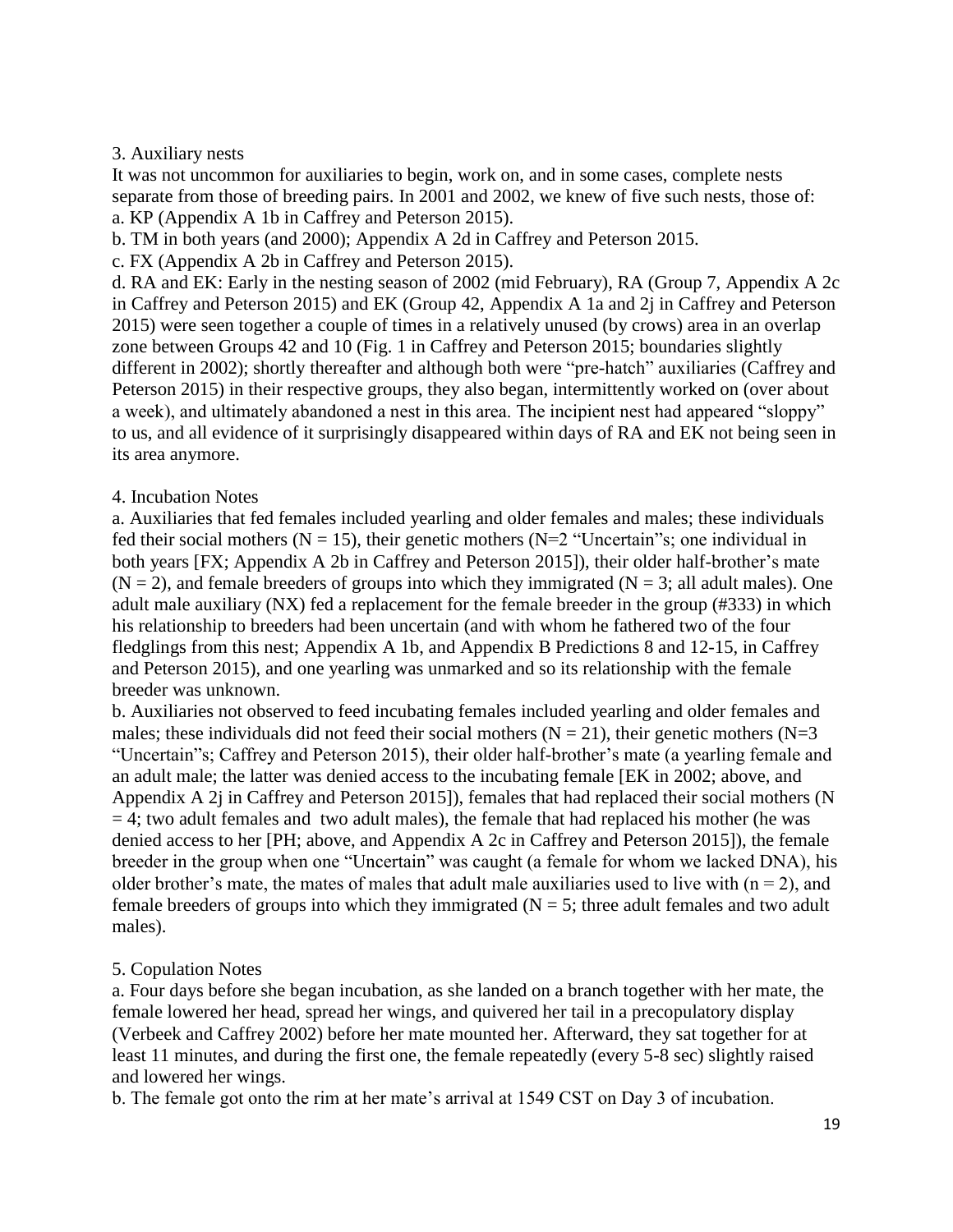3. Auxiliary nests

It was not uncommon for auxiliaries to begin, work on, and in some cases, complete nests separate from those of breeding pairs. In 2001 and 2002, we knew of five such nests, those of:

a. KP (Appendix A 1b in Caffrey and Peterson 2015).

b. TM in both years (and 2000); Appendix A 2d in Caffrey and Peterson 2015.

c. FX (Appendix A 2b in Caffrey and Peterson 2015).

d. RA and EK: Early in the nesting season of 2002 (mid February), RA (Group 7, Appendix A 2c in Caffrey and Peterson 2015) and EK (Group 42, Appendix A 1a and 2j in Caffrey and Peterson 2015) were seen together a couple of times in a relatively unused (by crows) area in an overlap zone between Groups 42 and 10 (Fig. 1 in Caffrey and Peterson 2015; boundaries slightly different in 2002); shortly thereafter and although both were "pre-hatch" auxiliaries (Caffrey and Peterson 2015) in their respective groups, they also began, intermittently worked on (over about a week), and ultimately abandoned a nest in this area. The incipient nest had appeared "sloppy" to us, and all evidence of it surprisingly disappeared within days of RA and EK not being seen in its area anymore.

4. Incubation Notes

a. Auxiliaries that fed females included yearling and older females and males; these individuals fed their social mothers (N = 15), their genetic mothers (N=2 "Uncertain"s; one individual in both years [FX; Appendix A 2b in Caffrey and Peterson 2015]), their older half-brother's mate (N = 2), and female breeders of groups into which they immigrated (N = 3; all adult males). One adult male auxiliary (NX) fed a replacement for the female breeder in the group (#333) in which his relationship to breeders had been uncertain (and with whom he fathered two of the four fledglings from this nest; Appendix A 1b, and Appendix B Predictions 8 and 12-15, in Caffrey and Peterson 2015), and one yearling was unmarked and so its relationship with the female breeder was unknown.

b. Auxiliaries not observed to feed incubating females included yearling and older females and males; these individuals did not feed their social mothers (N = 21), their genetic mothers (N=3 "Uncertain"s; Caffrey and Peterson 2015), their older half-brother's mate (a yearling female and an adult male; the latter was denied access to the incubating female [EK in 2002; above, and Appendix A 2j in Caffrey and Peterson 2015]), females that had replaced their social mothers (N = 4; two adult females and two adult males), the female that had replaced his mother (he was denied access to her [PH; above, and Appendix A 2c in Caffrey and Peterson 2015]), the female breeder in the group when one "Uncertain" was caught (a female for whom we lacked DNA), his older brother's mate, the mates of males that adult male auxiliaries used to live with (n = 2), and female breeders of groups into which they immigrated (N = 5; three adult females and two adult males).

5. Copulation Notes

a. Four days before she began incubation, as she landed on a branch together with her mate, the female lowered her head, spread her wings, and quivered her tail in a precopulatory display (Verbeek and Caffrey 2002) before her mate mounted her. Afterward, they sat together for at least 11 minutes, and during the first one, the female repeatedly (every 5-8 sec) slightly raised and lowered her wings.

b. The female got onto the rim at her mate's arrival at 1549 CST on Day 3 of incubation.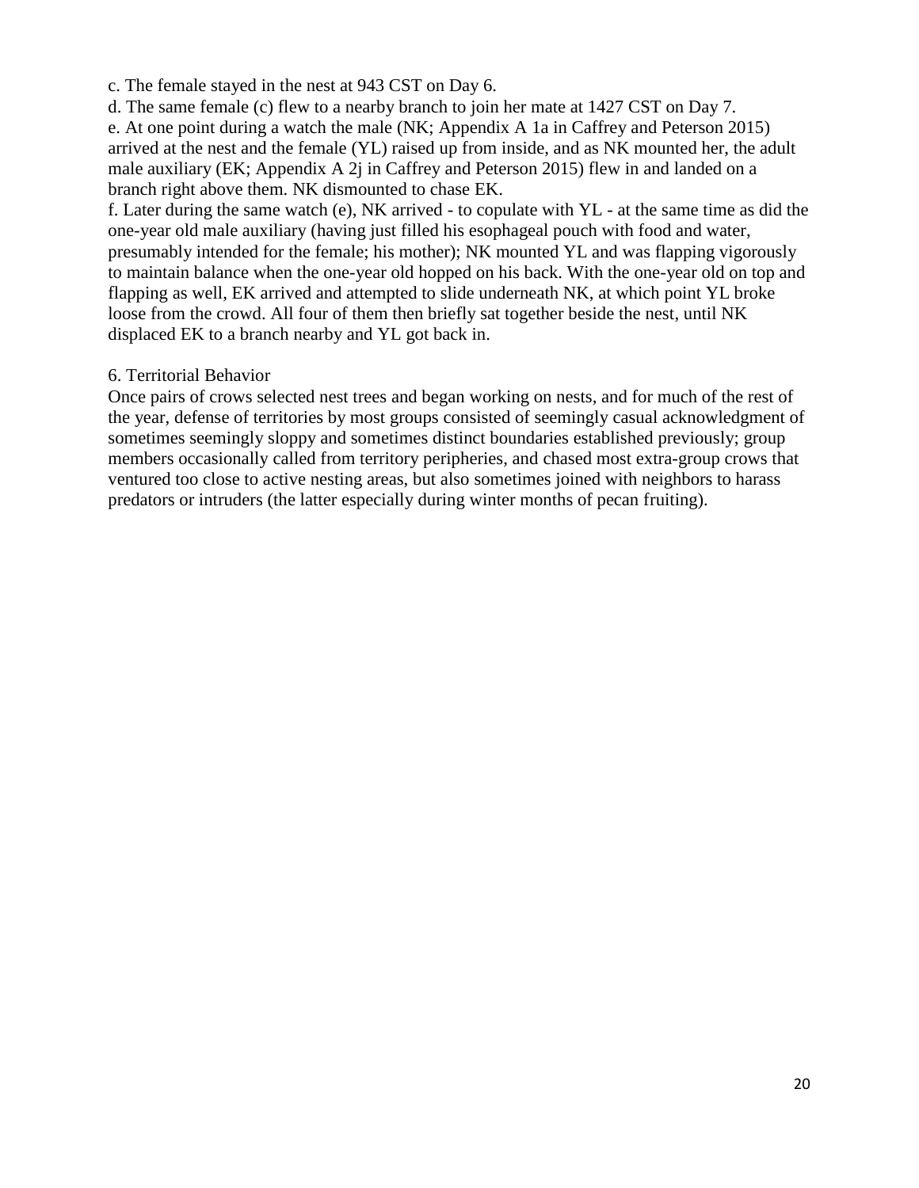c. The female stayed in the nest at 943 CST on Day 6.

d. The same female (c) flew to a nearby branch to join her mate at 1427 CST on Day 7.

e. At one point during a watch the male (NK; Appendix A 1a in Caffrey and Peterson 2015) arrived at the nest and the female (YL) raised up from inside, and as NK mounted her, the adult male auxiliary (EK; Appendix A 2j in Caffrey and Peterson 2015) flew in and landed on a branch right above them. NK dismounted to chase EK.

f. Later during the same watch (e), NK arrived - to copulate with YL - at the same time as did the one-year old male auxiliary (having just filled his esophageal pouch with food and water, presumably intended for the female; his mother); NK mounted YL and was flapping vigorously to maintain balance when the one-year old hopped on his back. With the one-year old on top and flapping as well, EK arrived and attempted to slide underneath NK, at which point YL broke loose from the crowd. All four of them then briefly sat together beside the nest, until NK displaced EK to a branch nearby and YL got back in.

## 6. Territorial Behavior

Once pairs of crows selected nest trees and began working on nests, and for much of the rest of the year, defense of territories by most groups consisted of seemingly casual acknowledgment of sometimes seemingly sloppy and sometimes distinct boundaries established previously; group members occasionally called from territory peripheries, and chased most extra-group crows that ventured too close to active nesting areas, but also sometimes joined with neighbors to harass predators or intruders (the latter especially during winter months of pecan fruiting).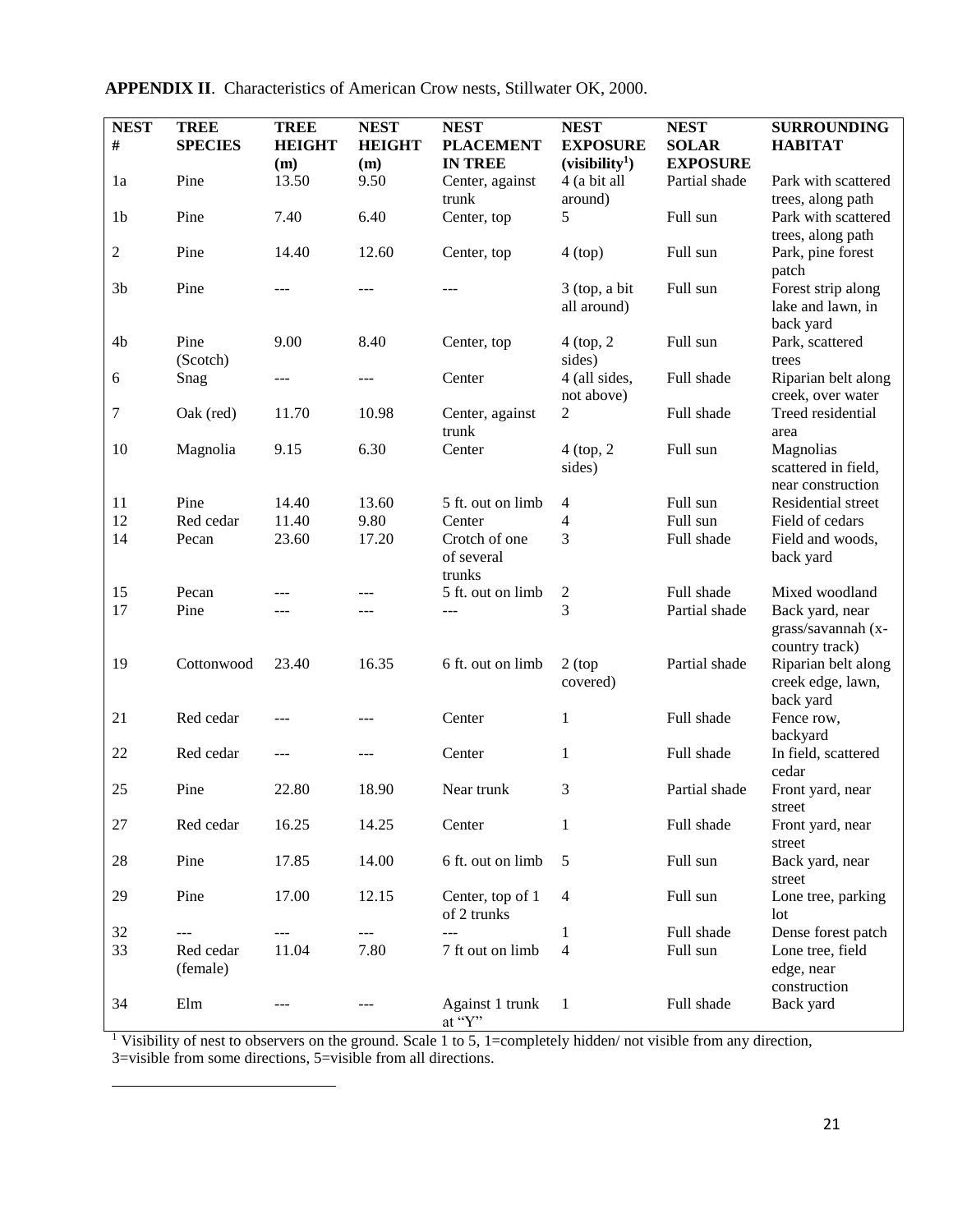**APPENDIX II**. Characteristics of American Crow nests, Stillwater OK, 2000.

| NEST # | TREE SPECIES | TREE HEIGHT (m) | NEST HEIGHT (m) | NEST PLACEMENT IN TREE | NEST EXPOSURE (visibility[1]) | NEST SOLAR EXPOSURE | SURROUNDING HABITAT |
|---|---|---|---|---|---|---|---|
| 1a | Pine | 13.50 | 9.50 | Center, against trunk | 4 (a bit all around) | Partial shade | Park with scattered trees, along path |
| 1b | Pine | 7.40 | 6.40 | Center, top | 5 | Full sun | Park with scattered trees, along path |
| 2 | Pine | 14.40 | 12.60 | Center, top | 4 (top) | Full sun | Park, pine forest patch |
| 3b | Pine | --- | --- | --- | 3 (top, a bit all around) | Full sun | Forest strip along lake and lawn, in back yard |
| 4b | Pine (Scotch) | 9.00 | 8.40 | Center, top | 4 (top, 2 sides) | Full sun | Park, scattered trees |
| 6 | Snag | --- | --- | Center | 4 (all sides, not above) | Full shade | Riparian belt along creek, over water |
| 7 | Oak (red) | 11.70 | 10.98 | Center, against trunk | 2 | Full shade | Treed residential area |
| 10 | Magnolia | 9.15 | 6.30 | Center | 4 (top, 2 sides) | Full sun | Magnolias scattered in field, near construction |
| 11 | Pine | 14.40 | 13.60 | 5 ft. out on limb | 4 | Full sun | Residential street |
| 12 | Red cedar | 11.40 | 9.80 | Center | 4 | Full sun | Field of cedars |
| 14 | Pecan | 23.60 | 17.20 | Crotch of one of several trunks | 3 | Full shade | Field and woods, back yard |
| 15 | Pecan | --- | --- | 5 ft. out on limb | 2 | Full shade | Mixed woodland |
| 17 | Pine | --- | --- | --- | 3 | Partial shade | Back yard, near grass/savannah (x-country track) |
| 19 | Cottonwood | 23.40 | 16.35 | 6 ft. out on limb | 2 (top covered) | Partial shade | Riparian belt along creek edge, lawn, back yard |
| 21 | Red cedar | --- | --- | Center | 1 | Full shade | Fence row, backyard |
| 22 | Red cedar | --- | --- | Center | 1 | Full shade | In field, scattered cedar |
| 25 | Pine | 22.80 | 18.90 | Near trunk | 3 | Partial shade | Front yard, near street |
| 27 | Red cedar | 16.25 | 14.25 | Center | 1 | Full shade | Front yard, near street |
| 28 | Pine | 17.85 | 14.00 | 6 ft. out on limb | 5 | Full sun | Back yard, near street |
| 29 | Pine | 17.00 | 12.15 | Center, top of 1 of 2 trunks | 4 | Full sun | Lone tree, parking lot |
| 32 | --- | --- | --- | --- | 1 | Full shade | Dense forest patch |
| 33 | Red cedar (female) | 11.04 | 7.80 | 7 ft out on limb | 4 | Full sun | Lone tree, field edge, near construction |
| 34 | Elm | --- | --- | Against 1 trunk at "Y" | 1 | Full shade | Back yard |

[1] Visibility of nest to observers on the ground. Scale 1 to 5, 1=completely hidden/ not visible from any direction, 3=visible from some directions, 5=visible from all directions.